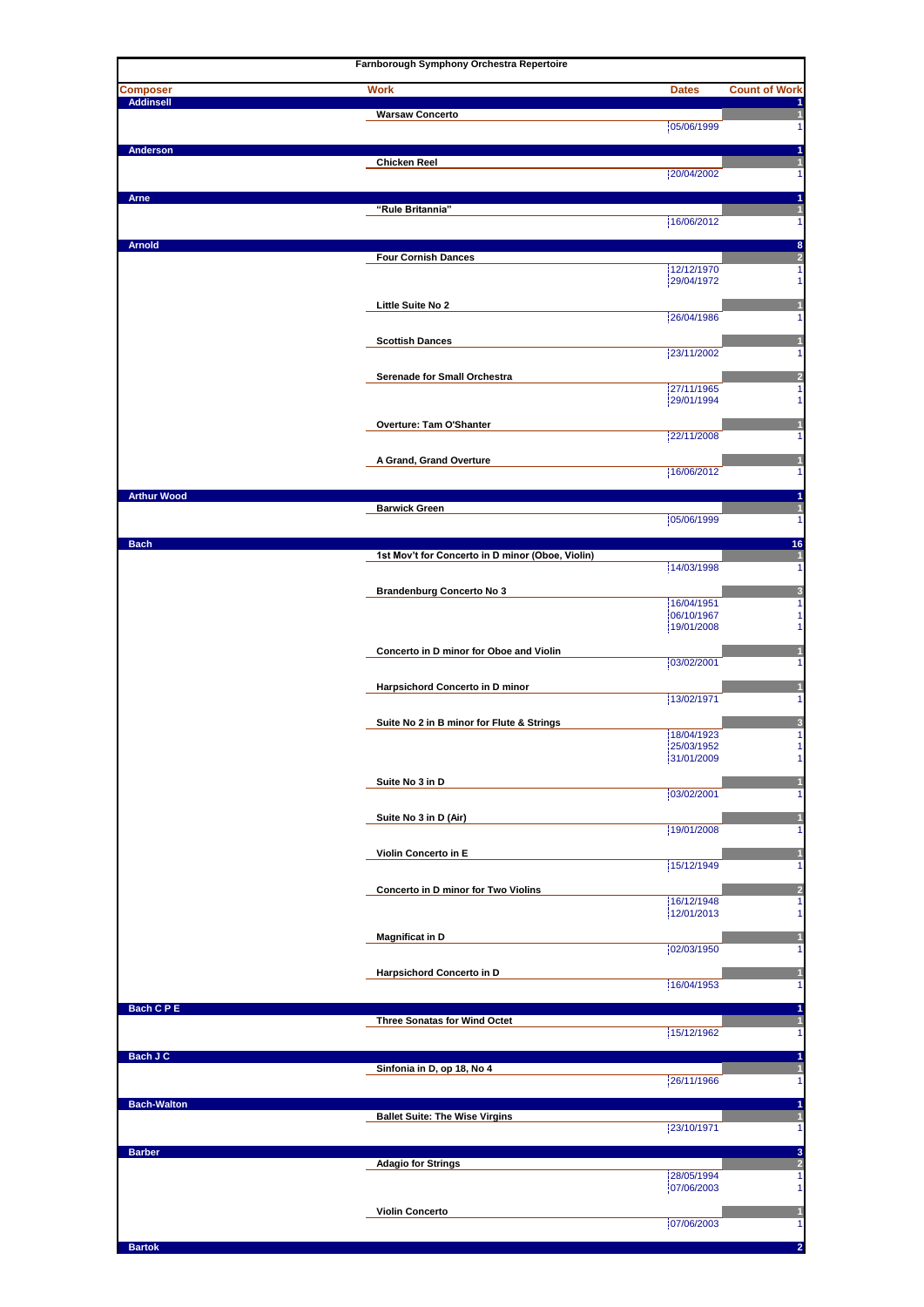# Farnborough Symphony Orchestra Repertoire

| Composer | Work | Dates | Count of Work |
|---|---|---|---|
| **Addinsell** | | | 1 |
| | **Warsaw Concerto** | | 1 |
| | | 05/06/1999 | 1 |
| **Anderson** | | | 1 |
| | **Chicken Reel** | | 1 |
| | | 20/04/2002 | 1 |
| **Arne** | | | 1 |
| | **"Rule Britannia"** | | 1 |
| | | 16/06/2012 | 1 |
| **Arnold** | | | 8 |
| | **Four Cornish Dances** | | 2 |
| | | 12/12/1970 | 1 |
| | | 29/04/1972 | 1 |
| | **Little Suite No 2** | | 1 |
| | | 26/04/1986 | 1 |
| | **Scottish Dances** | | 1 |
| | | 23/11/2002 | 1 |
| | **Serenade for Small Orchestra** | | 2 |
| | | 27/11/1965 | 1 |
| | | 29/01/1994 | 1 |
| | **Overture: Tam O'Shanter** | | 1 |
| | | 22/11/2008 | 1 |
| | **A Grand, Grand Overture** | | 1 |
| | | 16/06/2012 | 1 |
| **Arthur Wood** | | | 1 |
| | **Barwick Green** | | 1 |
| | | 05/06/1999 | 1 |
| **Bach** | | | 16 |
| | **1st Mov't for Concerto in D minor (Oboe, Violin)** | | 1 |
| | | 14/03/1998 | 1 |
| | **Brandenburg Concerto No 3** | | 3 |
| | | 16/04/1951 | 1 |
| | | 06/10/1967 | 1 |
| | | 19/01/2008 | 1 |
| | **Concerto in D minor for Oboe and Violin** | | 1 |
| | | 03/02/2001 | 1 |
| | **Harpsichord Concerto in D minor** | | 1 |
| | | 13/02/1971 | 1 |
| | **Suite No 2 in B minor for Flute & Strings** | | 3 |
| | | 18/04/1923 | 1 |
| | | 25/03/1952 | 1 |
| | | 31/01/2009 | 1 |
| | **Suite No 3 in D** | | 1 |
| | | 03/02/2001 | 1 |
| | **Suite No 3 in D (Air)** | | 1 |
| | | 19/01/2008 | 1 |
| | **Violin Concerto in E** | | 1 |
| | | 15/12/1949 | 1 |
| | **Concerto in D minor for Two Violins** | | 2 |
| | | 16/12/1948 | 1 |
| | | 12/01/2013 | 1 |
| | **Magnificat in D** | | 1 |
| | | 02/03/1950 | 1 |
| | **Harpsichord Concerto in D** | | 1 |
| | | 16/04/1953 | 1 |
| **Bach C P E** | | | 1 |
| | **Three Sonatas for Wind Octet** | | 1 |
| | | 15/12/1962 | 1 |
| **Bach J C** | | | 1 |
| | **Sinfonia in D, op 18, No 4** | | 1 |
| | | 26/11/1966 | 1 |
| **Bach-Walton** | | | 1 |
| | **Ballet Suite: The Wise Virgins** | | 1 |
| | | 23/10/1971 | 1 |
| **Barber** | | | 3 |
| | **Adagio for Strings** | | 2 |
| | | 28/05/1994 | 1 |
| | | 07/06/2003 | 1 |
| | **Violin Concerto** | | 1 |
| | | 07/06/2003 | 1 |
| **Bartok** | | | 2 |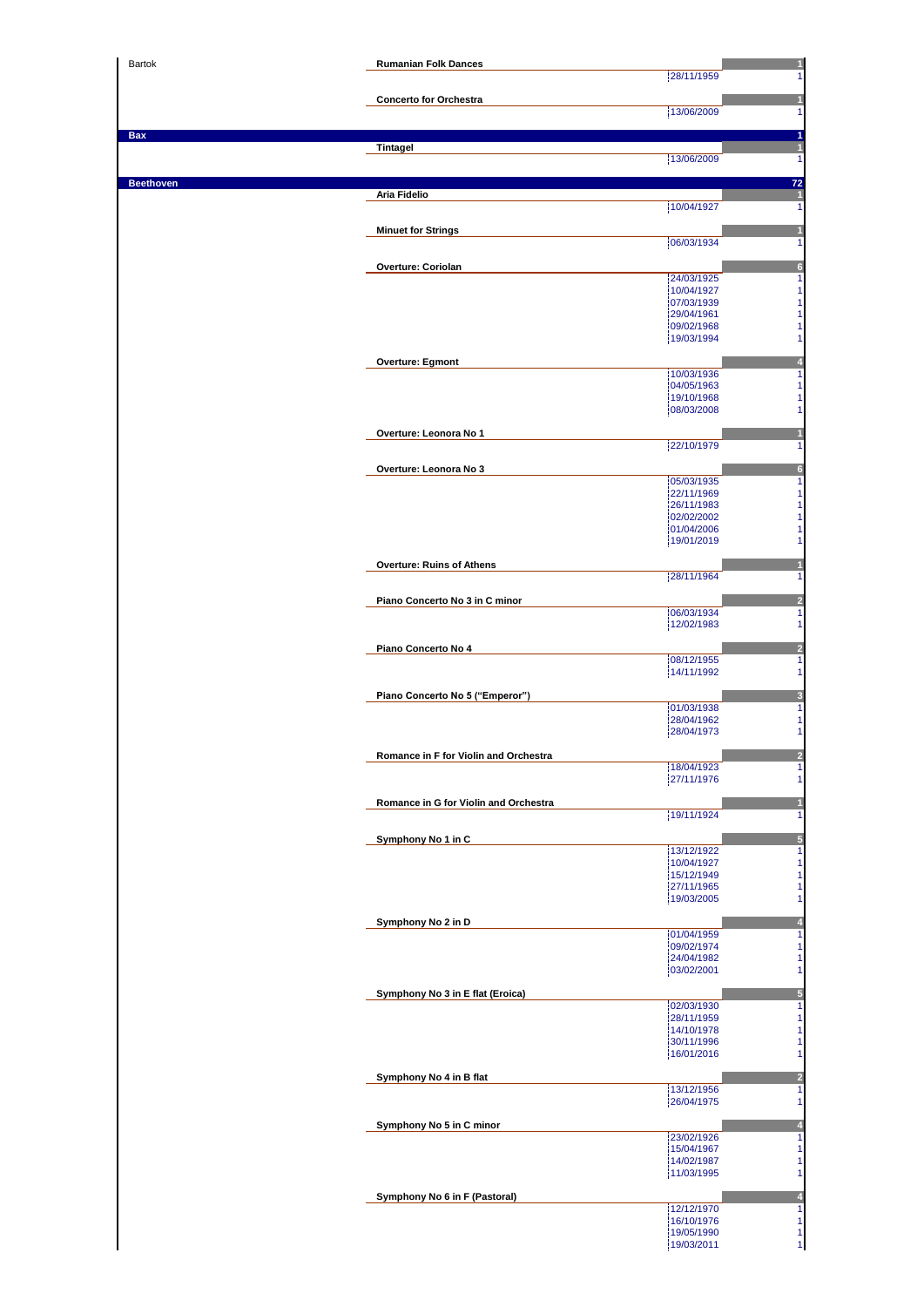Bartok

**Rumanian Folk Dances** — 1

| Date | Count |
|---|---|
| 28/11/1959 | 1 |

**Concerto for Orchestra** — 1

| Date | Count |
|---|---|
| 13/06/2009 | 1 |

## Bax — 1

**Tintagel** — 1

| Date | Count |
|---|---|
| 13/06/2009 | 1 |

## Beethoven — 72

**Aria Fidelio** — 1

| Date | Count |
|---|---|
| 10/04/1927 | 1 |

**Minuet for Strings** — 1

| Date | Count |
|---|---|
| 06/03/1934 | 1 |

**Overture: Coriolan** — 6

| Date | Count |
|---|---|
| 24/03/1925 | 1 |
| 10/04/1927 | 1 |
| 07/03/1939 | 1 |
| 29/04/1961 | 1 |
| 09/02/1968 | 1 |
| 19/03/1994 | 1 |

**Overture: Egmont** — 4

| Date | Count |
|---|---|
| 10/03/1936 | 1 |
| 04/05/1963 | 1 |
| 19/10/1968 | 1 |
| 08/03/2008 | 1 |

**Overture: Leonora No 1** — 1

| Date | Count |
|---|---|
| 22/10/1979 | 1 |

**Overture: Leonora No 3** — 6

| Date | Count |
|---|---|
| 05/03/1935 | 1 |
| 22/11/1969 | 1 |
| 26/11/1983 | 1 |
| 02/02/2002 | 1 |
| 01/04/2006 | 1 |
| 19/01/2019 | 1 |

**Overture: Ruins of Athens** — 1

| Date | Count |
|---|---|
| 28/11/1964 | 1 |

**Piano Concerto No 3 in C minor** — 2

| Date | Count |
|---|---|
| 06/03/1934 | 1 |
| 12/02/1983 | 1 |

**Piano Concerto No 4** — 2

| Date | Count |
|---|---|
| 08/12/1955 | 1 |
| 14/11/1992 | 1 |

**Piano Concerto No 5 ("Emperor")** — 3

| Date | Count |
|---|---|
| 01/03/1938 | 1 |
| 28/04/1962 | 1 |
| 28/04/1973 | 1 |

**Romance in F for Violin and Orchestra** — 2

| Date | Count |
|---|---|
| 18/04/1923 | 1 |
| 27/11/1976 | 1 |

**Romance in G for Violin and Orchestra** — 1

| Date | Count |
|---|---|
| 19/11/1924 | 1 |

**Symphony No 1 in C** — 5

| Date | Count |
|---|---|
| 13/12/1922 | 1 |
| 10/04/1927 | 1 |
| 15/12/1949 | 1 |
| 27/11/1965 | 1 |
| 19/03/2005 | 1 |

**Symphony No 2 in D** — 4

| Date | Count |
|---|---|
| 01/04/1959 | 1 |
| 09/02/1974 | 1 |
| 24/04/1982 | 1 |
| 03/02/2001 | 1 |

**Symphony No 3 in E flat (Eroica)** — 5

| Date | Count |
|---|---|
| 02/03/1930 | 1 |
| 28/11/1959 | 1 |
| 14/10/1978 | 1 |
| 30/11/1996 | 1 |
| 16/01/2016 | 1 |

**Symphony No 4 in B flat** — 2

| Date | Count |
|---|---|
| 13/12/1956 | 1 |
| 26/04/1975 | 1 |

**Symphony No 5 in C minor** — 4

| Date | Count |
|---|---|
| 23/02/1926 | 1 |
| 15/04/1967 | 1 |
| 14/02/1987 | 1 |
| 11/03/1995 | 1 |

**Symphony No 6 in F (Pastoral)** — 4

| Date | Count |
|---|---|
| 12/12/1970 | 1 |
| 16/10/1976 | 1 |
| 19/05/1990 | 1 |
| 19/03/2011 | 1 |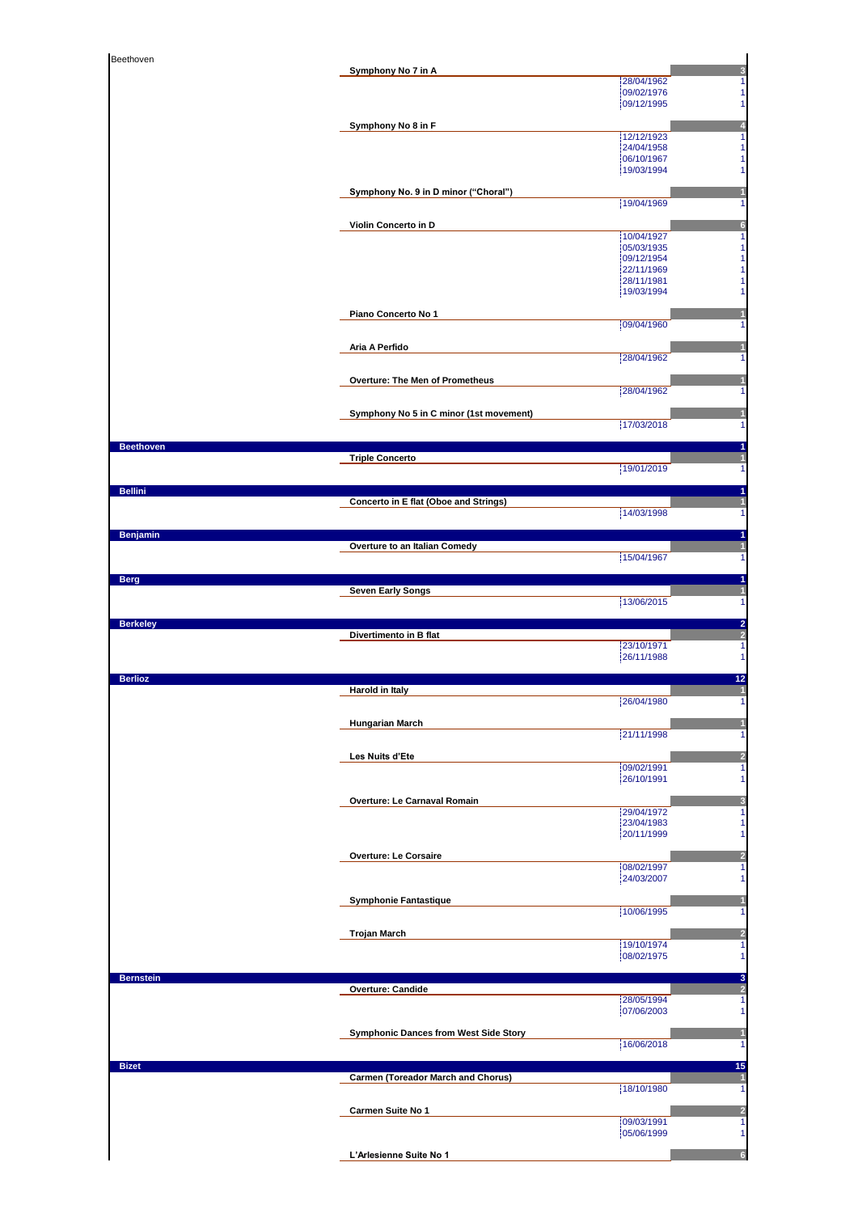Beethoven

| Composer | Work | Date | Count |
|---|---|---|---|
| | **Symphony No 7 in A** | | 3 |
| | | 28/04/1962 | 1 |
| | | 09/02/1976 | 1 |
| | | 09/12/1995 | 1 |
| | **Symphony No 8 in F** | | 4 |
| | | 12/12/1923 | 1 |
| | | 24/04/1958 | 1 |
| | | 06/10/1967 | 1 |
| | | 19/03/1994 | 1 |
| | **Symphony No. 9 in D minor (“Choral”)** | | 1 |
| | | 19/04/1969 | 1 |
| | **Violin Concerto in D** | | 6 |
| | | 10/04/1927 | 1 |
| | | 05/03/1935 | 1 |
| | | 09/12/1954 | 1 |
| | | 22/11/1969 | 1 |
| | | 28/11/1981 | 1 |
| | | 19/03/1994 | 1 |
| | **Piano Concerto No 1** | | 1 |
| | | 09/04/1960 | 1 |
| | **Aria A Perfido** | | 1 |
| | | 28/04/1962 | 1 |
| | **Overture: The Men of Prometheus** | | 1 |
| | | 28/04/1962 | 1 |
| | **Symphony No 5 in C minor (1st movement)** | | 1 |
| | | 17/03/2018 | 1 |
| **Beethoven** | | | 1 |
| | **Triple Concerto** | | 1 |
| | | 19/01/2019 | 1 |
| **Bellini** | | | 1 |
| | **Concerto in E flat (Oboe and Strings)** | | 1 |
| | | 14/03/1998 | 1 |
| **Benjamin** | | | 1 |
| | **Overture to an Italian Comedy** | | 1 |
| | | 15/04/1967 | 1 |
| **Berg** | | | 1 |
| | **Seven Early Songs** | | 1 |
| | | 13/06/2015 | 1 |
| **Berkeley** | | | 2 |
| | **Divertimento in B flat** | | 2 |
| | | 23/10/1971 | 1 |
| | | 26/11/1988 | 1 |
| **Berlioz** | | | 12 |
| | **Harold in Italy** | | 1 |
| | | 26/04/1980 | 1 |
| | **Hungarian March** | | 1 |
| | | 21/11/1998 | 1 |
| | **Les Nuits d’Ete** | | 2 |
| | | 09/02/1991 | 1 |
| | | 26/10/1991 | 1 |
| | **Overture: Le Carnaval Romain** | | 3 |
| | | 29/04/1972 | 1 |
| | | 23/04/1983 | 1 |
| | | 20/11/1999 | 1 |
| | **Overture: Le Corsaire** | | 2 |
| | | 08/02/1997 | 1 |
| | | 24/03/2007 | 1 |
| | **Symphonie Fantastique** | | 1 |
| | | 10/06/1995 | 1 |
| | **Trojan March** | | 2 |
| | | 19/10/1974 | 1 |
| | | 08/02/1975 | 1 |
| **Bernstein** | | | 3 |
| | **Overture: Candide** | | 2 |
| | | 28/05/1994 | 1 |
| | | 07/06/2003 | 1 |
| | **Symphonic Dances from West Side Story** | | 1 |
| | | 16/06/2018 | 1 |
| **Bizet** | | | 15 |
| | **Carmen (Toreador March and Chorus)** | | 1 |
| | | 18/10/1980 | 1 |
| | **Carmen Suite No 1** | | 2 |
| | | 09/03/1991 | 1 |
| | | 05/06/1999 | 1 |
| | **L’Arlesienne Suite No 1** | | 6 |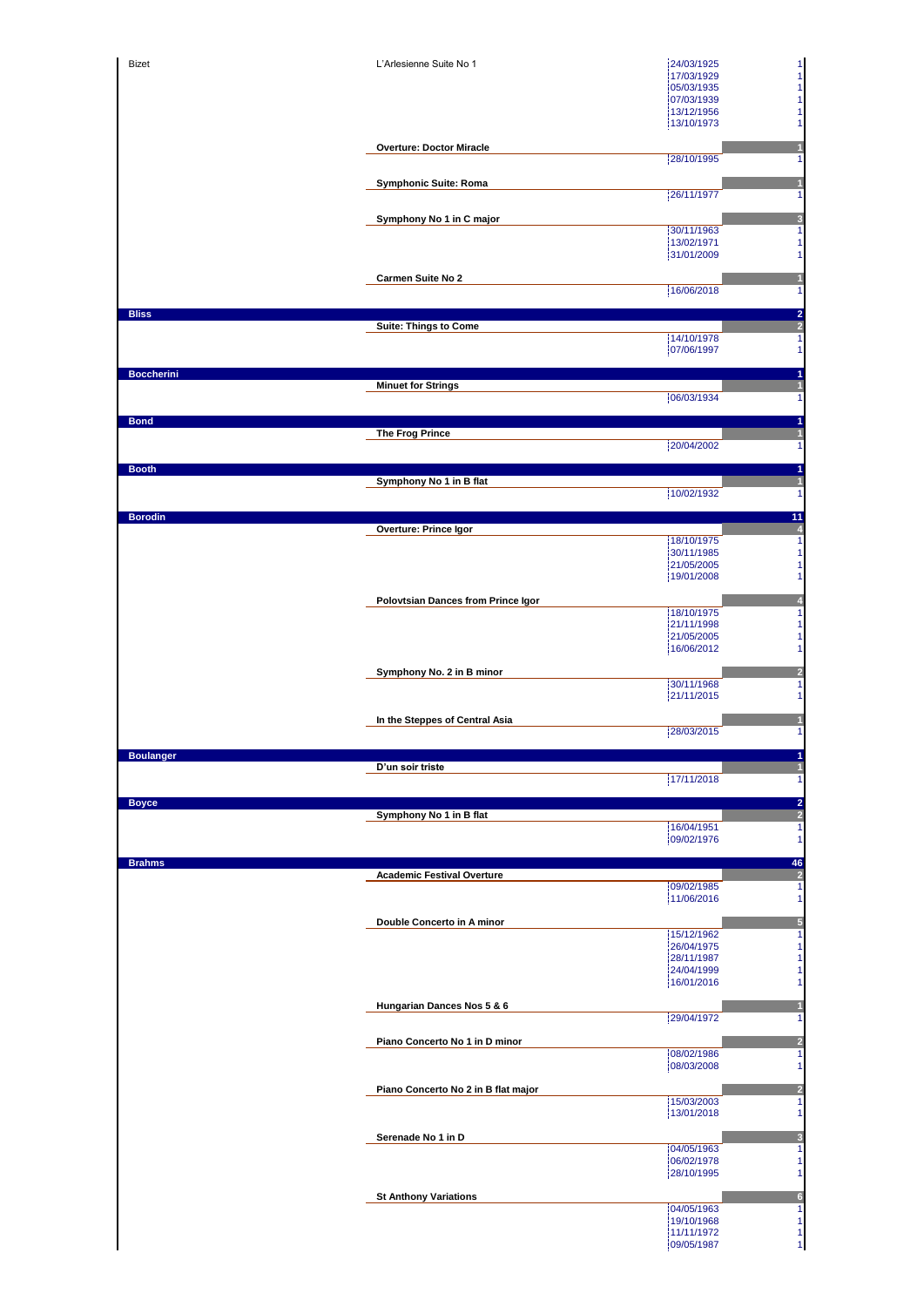| Composer | Work | Date | Count |
|---|---|---|---|
| Bizet | L'Arlesienne Suite No 1 | 24/03/1925 | 1 |
| | | 17/03/1929 | 1 |
| | | 05/03/1935 | 1 |
| | | 07/03/1939 | 1 |
| | | 13/12/1956 | 1 |
| | | 13/10/1973 | 1 |
| | **Overture: Doctor Miracle** | | **1** |
| | | 28/10/1995 | 1 |
| | **Symphonic Suite: Roma** | | **1** |
| | | 26/11/1977 | 1 |
| | **Symphony No 1 in C major** | | **3** |
| | | 30/11/1963 | 1 |
| | | 13/02/1971 | 1 |
| | | 31/01/2009 | 1 |
| | **Carmen Suite No 2** | | **1** |
| | | 16/06/2018 | 1 |
| **Bliss** | | | **2** |
| | **Suite: Things to Come** | | **2** |
| | | 14/10/1978 | 1 |
| | | 07/06/1997 | 1 |
| **Boccherini** | | | **1** |
| | **Minuet for Strings** | | **1** |
| | | 06/03/1934 | 1 |
| **Bond** | | | **1** |
| | **The Frog Prince** | | **1** |
| | | 20/04/2002 | 1 |
| **Booth** | | | **1** |
| | **Symphony No 1 in B flat** | | **1** |
| | | 10/02/1932 | 1 |
| **Borodin** | | | **11** |
| | **Overture: Prince Igor** | | **4** |
| | | 18/10/1975 | 1 |
| | | 30/11/1985 | 1 |
| | | 21/05/2005 | 1 |
| | | 19/01/2008 | 1 |
| | **Polovtsian Dances from Prince Igor** | | **4** |
| | | 18/10/1975 | 1 |
| | | 21/11/1998 | 1 |
| | | 21/05/2005 | 1 |
| | | 16/06/2012 | 1 |
| | **Symphony No. 2 in B minor** | | **2** |
| | | 30/11/1968 | 1 |
| | | 21/11/2015 | 1 |
| | **In the Steppes of Central Asia** | | **1** |
| | | 28/03/2015 | 1 |
| **Boulanger** | | | **1** |
| | **D'un soir triste** | | **1** |
| | | 17/11/2018 | 1 |
| **Boyce** | | | **2** |
| | **Symphony No 1 in B flat** | | **2** |
| | | 16/04/1951 | 1 |
| | | 09/02/1976 | 1 |
| **Brahms** | | | **46** |
| | **Academic Festival Overture** | | **2** |
| | | 09/02/1985 | 1 |
| | | 11/06/2016 | 1 |
| | **Double Concerto in A minor** | | **5** |
| | | 15/12/1962 | 1 |
| | | 26/04/1975 | 1 |
| | | 28/11/1987 | 1 |
| | | 24/04/1999 | 1 |
| | | 16/01/2016 | 1 |
| | **Hungarian Dances Nos 5 & 6** | | **1** |
| | | 29/04/1972 | 1 |
| | **Piano Concerto No 1 in D minor** | | **2** |
| | | 08/02/1986 | 1 |
| | | 08/03/2008 | 1 |
| | **Piano Concerto No 2 in B flat major** | | **2** |
| | | 15/03/2003 | 1 |
| | | 13/01/2018 | 1 |
| | **Serenade No 1 in D** | | **3** |
| | | 04/05/1963 | 1 |
| | | 06/02/1978 | 1 |
| | | 28/10/1995 | 1 |
| | **St Anthony Variations** | | **6** |
| | | 04/05/1963 | 1 |
| | | 19/10/1968 | 1 |
| | | 11/11/1972 | 1 |
| | | 09/05/1987 | 1 |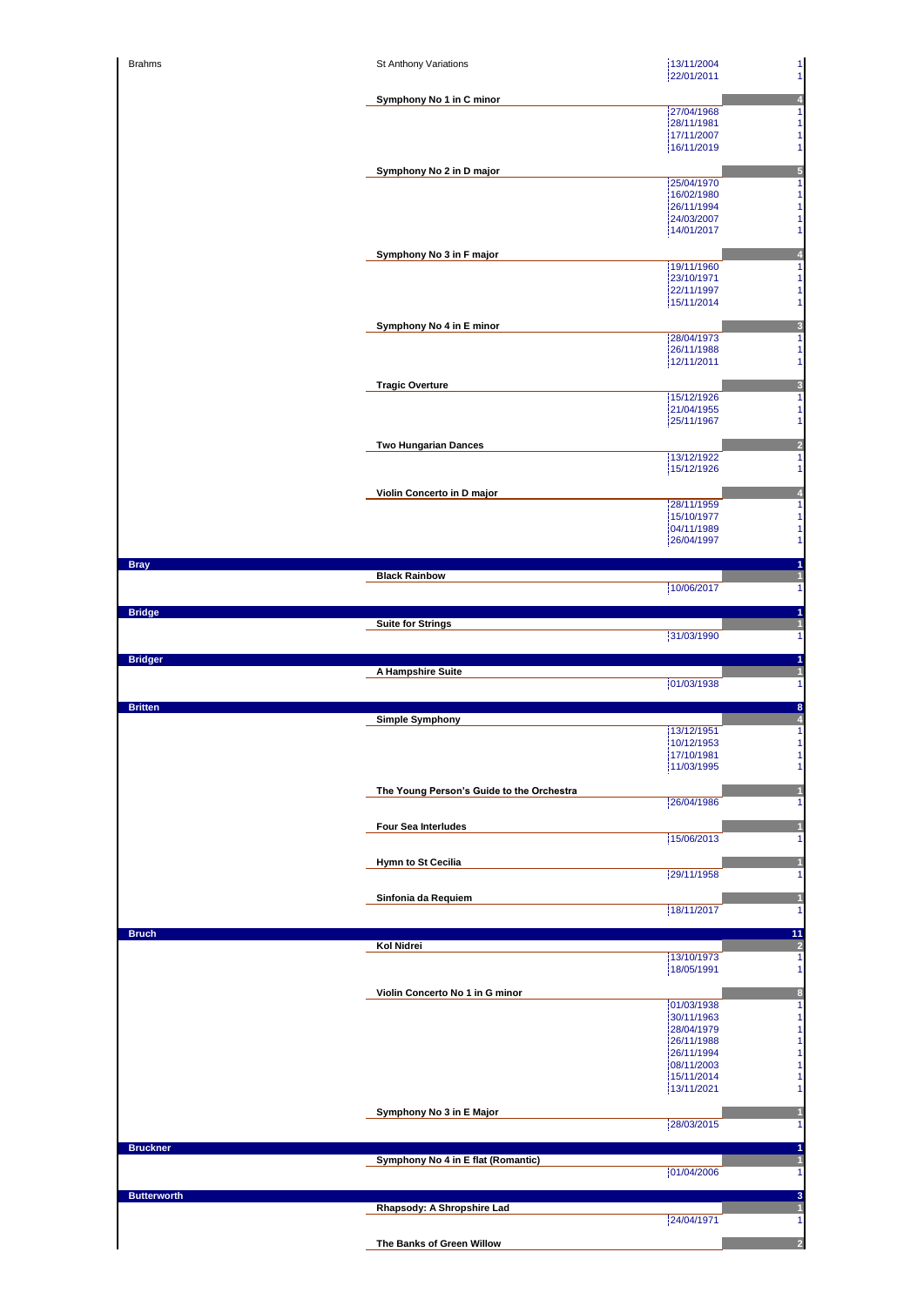| Composer | Work | Date | Count |
|---|---|---|---|
| Brahms | St Anthony Variations | 13/11/2004 | 1 |
| | | 22/01/2011 | 1 |
| | **Symphony No 1 in C minor** | | **4** |
| | | 27/04/1968 | 1 |
| | | 28/11/1981 | 1 |
| | | 17/11/2007 | 1 |
| | | 16/11/2019 | 1 |
| | **Symphony No 2 in D major** | | **5** |
| | | 25/04/1970 | 1 |
| | | 16/02/1980 | 1 |
| | | 26/11/1994 | 1 |
| | | 24/03/2007 | 1 |
| | | 14/01/2017 | 1 |
| | **Symphony No 3 in F major** | | **4** |
| | | 19/11/1960 | 1 |
| | | 23/10/1971 | 1 |
| | | 22/11/1997 | 1 |
| | | 15/11/2014 | 1 |
| | **Symphony No 4 in E minor** | | **3** |
| | | 28/04/1973 | 1 |
| | | 26/11/1988 | 1 |
| | | 12/11/2011 | 1 |
| | **Tragic Overture** | | **3** |
| | | 15/12/1926 | 1 |
| | | 21/04/1955 | 1 |
| | | 25/11/1967 | 1 |
| | **Two Hungarian Dances** | | **2** |
| | | 13/12/1922 | 1 |
| | | 15/12/1926 | 1 |
| | **Violin Concerto in D major** | | **4** |
| | | 28/11/1959 | 1 |
| | | 15/10/1977 | 1 |
| | | 04/11/1989 | 1 |
| | | 26/04/1997 | 1 |
| **Bray** | | | **1** |
| | **Black Rainbow** | | **1** |
| | | 10/06/2017 | 1 |
| **Bridge** | | | **1** |
| | **Suite for Strings** | | **1** |
| | | 31/03/1990 | 1 |
| **Bridger** | | | **1** |
| | **A Hampshire Suite** | | **1** |
| | | 01/03/1938 | 1 |
| **Britten** | | | **8** |
| | **Simple Symphony** | | **4** |
| | | 13/12/1951 | 1 |
| | | 10/12/1953 | 1 |
| | | 17/10/1981 | 1 |
| | | 11/03/1995 | 1 |
| | **The Young Person's Guide to the Orchestra** | | **1** |
| | | 26/04/1986 | 1 |
| | **Four Sea Interludes** | | **1** |
| | | 15/06/2013 | 1 |
| | **Hymn to St Cecilia** | | **1** |
| | | 29/11/1958 | 1 |
| | **Sinfonia da Requiem** | | **1** |
| | | 18/11/2017 | 1 |
| **Bruch** | | | **11** |
| | **Kol Nidrei** | | **2** |
| | | 13/10/1973 | 1 |
| | | 18/05/1991 | 1 |
| | **Violin Concerto No 1 in G minor** | | **8** |
| | | 01/03/1938 | 1 |
| | | 30/11/1963 | 1 |
| | | 28/04/1979 | 1 |
| | | 26/11/1988 | 1 |
| | | 26/11/1994 | 1 |
| | | 08/11/2003 | 1 |
| | | 15/11/2014 | 1 |
| | | 13/11/2021 | 1 |
| | **Symphony No 3 in E Major** | | **1** |
| | | 28/03/2015 | 1 |
| **Bruckner** | | | **1** |
| | **Symphony No 4 in E flat (Romantic)** | | **1** |
| | | 01/04/2006 | 1 |
| **Butterworth** | | | **3** |
| | **Rhapsody: A Shropshire Lad** | | **1** |
| | | 24/04/1971 | 1 |
| | **The Banks of Green Willow** | | **2** |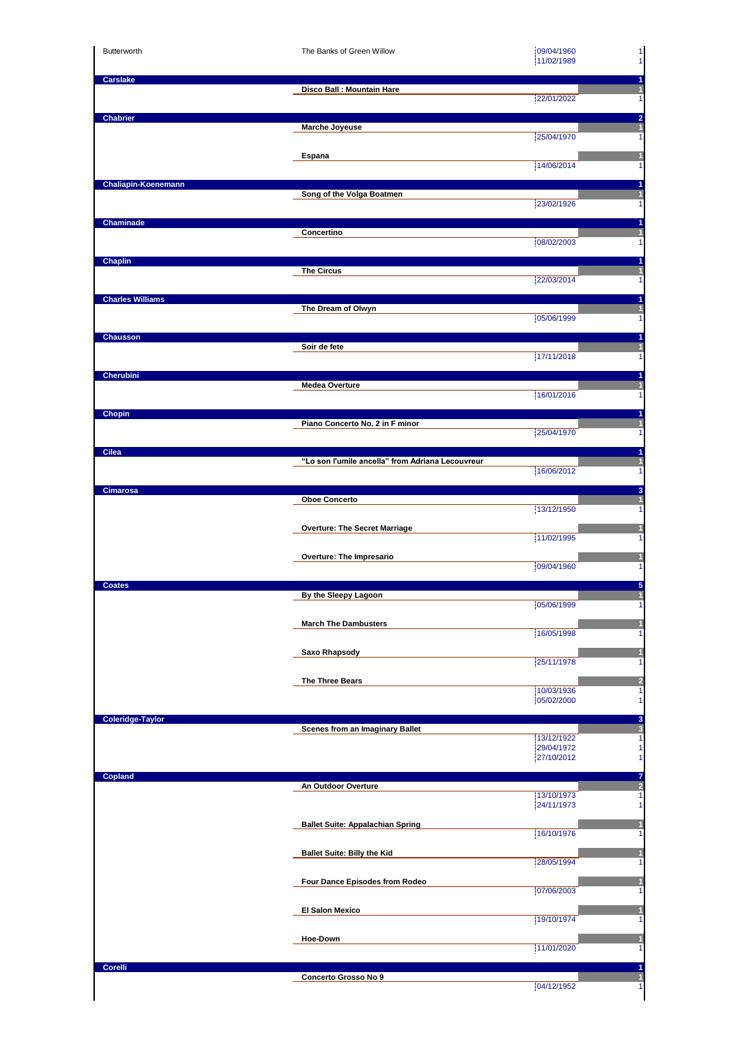| Composer | Work | Date | Count |
|---|---|---|---|
| Butterworth | The Banks of Green Willow | 09/04/1960 | 1 |
| | | 11/02/1989 | 1 |
| **Carslake** | | | **1** |
| | **Disco Ball : Mountain Hare** | | **1** |
| | | 22/01/2022 | 1 |
| **Chabrier** | | | **2** |
| | **Marche Joyeuse** | | **1** |
| | | 25/04/1970 | 1 |
| | **Espana** | | **1** |
| | | 14/06/2014 | 1 |
| **Chaliapin-Koenemann** | | | **1** |
| | **Song of the Volga Boatmen** | | **1** |
| | | 23/02/1926 | 1 |
| **Chaminade** | | | **1** |
| | **Concertino** | | **1** |
| | | 08/02/2003 | 1 |
| **Chaplin** | | | **1** |
| | **The Circus** | | **1** |
| | | 22/03/2014 | 1 |
| **Charles Williams** | | | **1** |
| | **The Dream of Olwyn** | | **1** |
| | | 05/06/1999 | 1 |
| **Chausson** | | | **1** |
| | **Soir de fete** | | **1** |
| | | 17/11/2018 | 1 |
| **Cherubini** | | | **1** |
| | **Medea Overture** | | **1** |
| | | 16/01/2016 | 1 |
| **Chopin** | | | **1** |
| | **Piano Concerto No. 2 in F minor** | | **1** |
| | | 25/04/1970 | 1 |
| **Cilea** | | | **1** |
| | **"Lo son l'umile ancella" from Adriana Lecouvreur** | | **1** |
| | | 16/06/2012 | 1 |
| **Cimarosa** | | | **3** |
| | **Oboe Concerto** | | **1** |
| | | 13/12/1950 | 1 |
| | **Overture: The Secret Marriage** | | **1** |
| | | 11/02/1995 | 1 |
| | **Overture: The Impresario** | | **1** |
| | | 09/04/1960 | 1 |
| **Coates** | | | **5** |
| | **By the Sleepy Lagoon** | | **1** |
| | | 05/06/1999 | 1 |
| | **March The Dambusters** | | **1** |
| | | 16/05/1998 | 1 |
| | **Saxo Rhapsody** | | **1** |
| | | 25/11/1978 | 1 |
| | **The Three Bears** | | **2** |
| | | 10/03/1936 | 1 |
| | | 05/02/2000 | 1 |
| **Coleridge-Taylor** | | | **3** |
| | **Scenes from an Imaginary Ballet** | | **3** |
| | | 13/12/1922 | 1 |
| | | 29/04/1972 | 1 |
| | | 27/10/2012 | 1 |
| **Copland** | | | **7** |
| | **An Outdoor Overture** | | **2** |
| | | 13/10/1973 | 1 |
| | | 24/11/1973 | 1 |
| | **Ballet Suite: Appalachian Spring** | | **1** |
| | | 16/10/1976 | 1 |
| | **Ballet Suite: Billy the Kid** | | **1** |
| | | 28/05/1994 | 1 |
| | **Four Dance Episodes from Rodeo** | | **1** |
| | | 07/06/2003 | 1 |
| | **El Salon Mexico** | | **1** |
| | | 19/10/1974 | 1 |
| | **Hoe-Down** | | **1** |
| | | 11/01/2020 | 1 |
| **Corelli** | | | **1** |
| | **Concerto Grosso No 9** | | **1** |
| | | 04/12/1952 | 1 |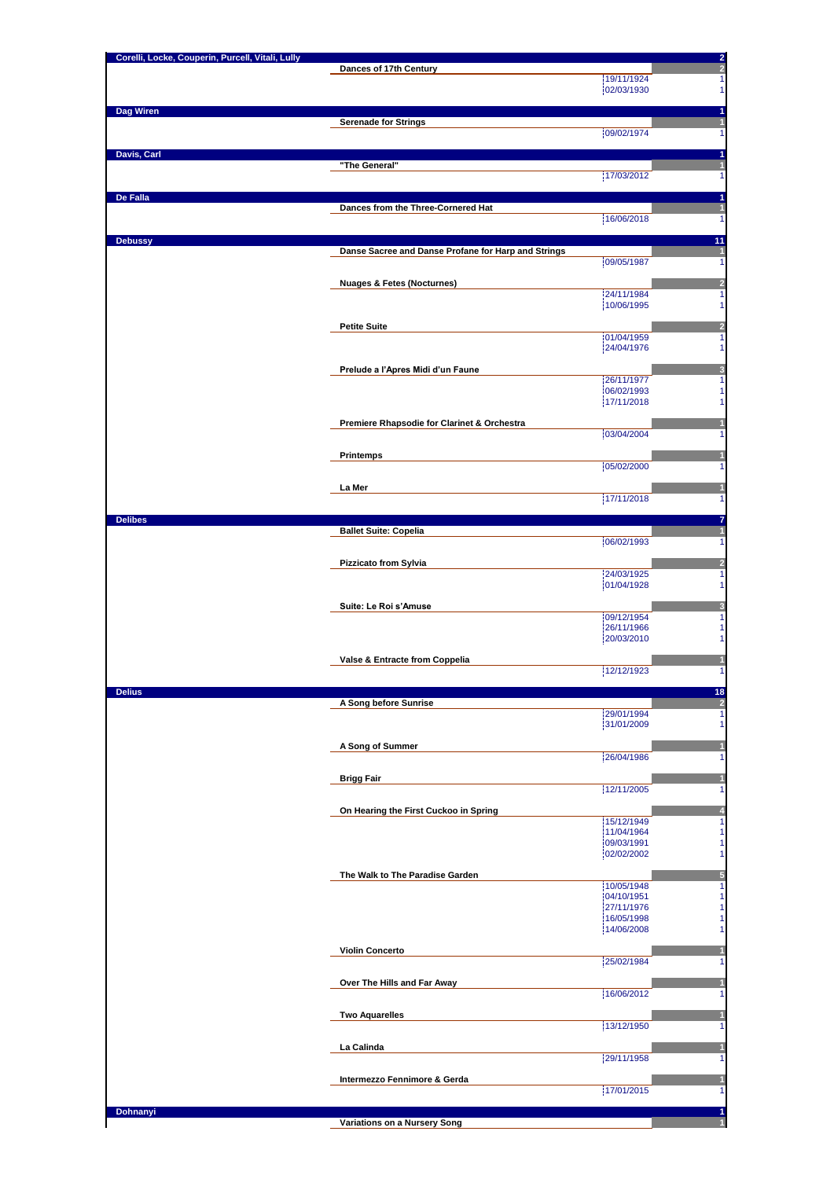| Composer | Work | Date | Count |
|---|---|---|---|
| **Corelli, Locke, Couperin, Purcell, Vitali, Lully** | | | 2 |
| | **Dances of 17th Century** | | 2 |
| | | 19/11/1924 | 1 |
| | | 02/03/1930 | 1 |
| **Dag Wiren** | | | 1 |
| | **Serenade for Strings** | | 1 |
| | | 09/02/1974 | 1 |
| **Davis, Carl** | | | 1 |
| | **"The General"** | | 1 |
| | | 17/03/2012 | 1 |
| **De Falla** | | | 1 |
| | **Dances from the Three-Cornered Hat** | | 1 |
| | | 16/06/2018 | 1 |
| **Debussy** | | | 11 |
| | **Danse Sacree and Danse Profane for Harp and Strings** | | 1 |
| | | 09/05/1987 | 1 |
| | **Nuages & Fetes (Nocturnes)** | | 2 |
| | | 24/11/1984 | 1 |
| | | 10/06/1995 | 1 |
| | **Petite Suite** | | 2 |
| | | 01/04/1959 | 1 |
| | | 24/04/1976 | 1 |
| | **Prelude a l'Apres Midi d'un Faune** | | 3 |
| | | 26/11/1977 | 1 |
| | | 06/02/1993 | 1 |
| | | 17/11/2018 | 1 |
| | **Premiere Rhapsodie for Clarinet & Orchestra** | | 1 |
| | | 03/04/2004 | 1 |
| | **Printemps** | | 1 |
| | | 05/02/2000 | 1 |
| | **La Mer** | | 1 |
| | | 17/11/2018 | 1 |
| **Delibes** | | | 7 |
| | **Ballet Suite: Copelia** | | 1 |
| | | 06/02/1993 | 1 |
| | **Pizzicato from Sylvia** | | 2 |
| | | 24/03/1925 | 1 |
| | | 01/04/1928 | 1 |
| | **Suite: Le Roi s'Amuse** | | 3 |
| | | 09/12/1954 | 1 |
| | | 26/11/1966 | 1 |
| | | 20/03/2010 | 1 |
| | **Valse & Entracte from Coppelia** | | 1 |
| | | 12/12/1923 | 1 |
| **Delius** | | | 18 |
| | **A Song before Sunrise** | | 2 |
| | | 29/01/1994 | 1 |
| | | 31/01/2009 | 1 |
| | **A Song of Summer** | | 1 |
| | | 26/04/1986 | 1 |
| | **Brigg Fair** | | 1 |
| | | 12/11/2005 | 1 |
| | **On Hearing the First Cuckoo in Spring** | | 4 |
| | | 15/12/1949 | 1 |
| | | 11/04/1964 | 1 |
| | | 09/03/1991 | 1 |
| | | 02/02/2002 | 1 |
| | **The Walk to The Paradise Garden** | | 5 |
| | | 10/05/1948 | 1 |
| | | 04/10/1951 | 1 |
| | | 27/11/1976 | 1 |
| | | 16/05/1998 | 1 |
| | | 14/06/2008 | 1 |
| | **Violin Concerto** | | 1 |
| | | 25/02/1984 | 1 |
| | **Over The Hills and Far Away** | | 1 |
| | | 16/06/2012 | 1 |
| | **Two Aquarelles** | | 1 |
| | | 13/12/1950 | 1 |
| | **La Calinda** | | 1 |
| | | 29/11/1958 | 1 |
| | **Intermezzo Fennimore & Gerda** | | 1 |
| | | 17/01/2015 | 1 |
| **Dohnanyi** | | | 1 |
| | **Variations on a Nursery Song** | | 1 |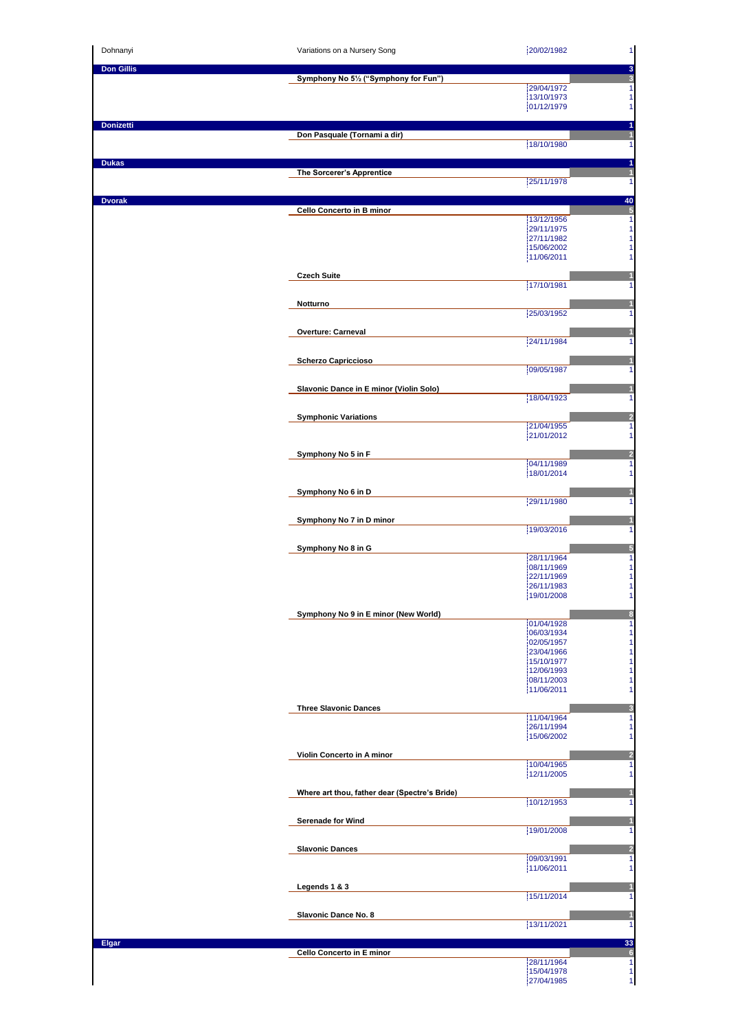| Composer | Work | Date | Count |
|---|---|---|---|
| Dohnanyi | Variations on a Nursery Song | 20/02/1982 | 1 |
| **Don Gillis** | | | **3** |
| | **Symphony No 5½ ("Symphony for Fun")** | | **3** |
| | | 29/04/1972 | 1 |
| | | 13/10/1973 | 1 |
| | | 01/12/1979 | 1 |
| **Donizetti** | | | **1** |
| | **Don Pasquale (Tornami a dir)** | | **1** |
| | | 18/10/1980 | 1 |
| **Dukas** | | | **1** |
| | **The Sorcerer's Apprentice** | | **1** |
| | | 25/11/1978 | 1 |
| **Dvorak** | | | **40** |
| | **Cello Concerto in B minor** | | **5** |
| | | 13/12/1956 | 1 |
| | | 29/11/1975 | 1 |
| | | 27/11/1982 | 1 |
| | | 15/06/2002 | 1 |
| | | 11/06/2011 | 1 |
| | **Czech Suite** | | **1** |
| | | 17/10/1981 | 1 |
| | **Notturno** | | **1** |
| | | 25/03/1952 | 1 |
| | **Overture: Carneval** | | **1** |
| | | 24/11/1984 | 1 |
| | **Scherzo Capriccioso** | | **1** |
| | | 09/05/1987 | 1 |
| | **Slavonic Dance in E minor (Violin Solo)** | | **1** |
| | | 18/04/1923 | 1 |
| | **Symphonic Variations** | | **2** |
| | | 21/04/1955 | 1 |
| | | 21/01/2012 | 1 |
| | **Symphony No 5 in F** | | **2** |
| | | 04/11/1989 | 1 |
| | | 18/01/2014 | 1 |
| | **Symphony No 6 in D** | | **1** |
| | | 29/11/1980 | 1 |
| | **Symphony No 7 in D minor** | | **1** |
| | | 19/03/2016 | 1 |
| | **Symphony No 8 in G** | | **5** |
| | | 28/11/1964 | 1 |
| | | 08/11/1969 | 1 |
| | | 22/11/1969 | 1 |
| | | 26/11/1983 | 1 |
| | | 19/01/2008 | 1 |
| | **Symphony No 9 in E minor (New World)** | | **8** |
| | | 01/04/1928 | 1 |
| | | 06/03/1934 | 1 |
| | | 02/05/1957 | 1 |
| | | 23/04/1966 | 1 |
| | | 15/10/1977 | 1 |
| | | 12/06/1993 | 1 |
| | | 08/11/2003 | 1 |
| | | 11/06/2011 | 1 |
| | **Three Slavonic Dances** | | **3** |
| | | 11/04/1964 | 1 |
| | | 26/11/1994 | 1 |
| | | 15/06/2002 | 1 |
| | **Violin Concerto in A minor** | | **2** |
| | | 10/04/1965 | 1 |
| | | 12/11/2005 | 1 |
| | **Where art thou, father dear (Spectre's Bride)** | | **1** |
| | | 10/12/1953 | 1 |
| | **Serenade for Wind** | | **1** |
| | | 19/01/2008 | 1 |
| | **Slavonic Dances** | | **2** |
| | | 09/03/1991 | 1 |
| | | 11/06/2011 | 1 |
| | **Legends 1 & 3** | | **1** |
| | | 15/11/2014 | 1 |
| | **Slavonic Dance No. 8** | | **1** |
| | | 13/11/2021 | 1 |
| **Elgar** | | | **33** |
| | **Cello Concerto in E minor** | | **6** |
| | | 28/11/1964 | 1 |
| | | 15/04/1978 | 1 |
| | | 27/04/1985 | 1 |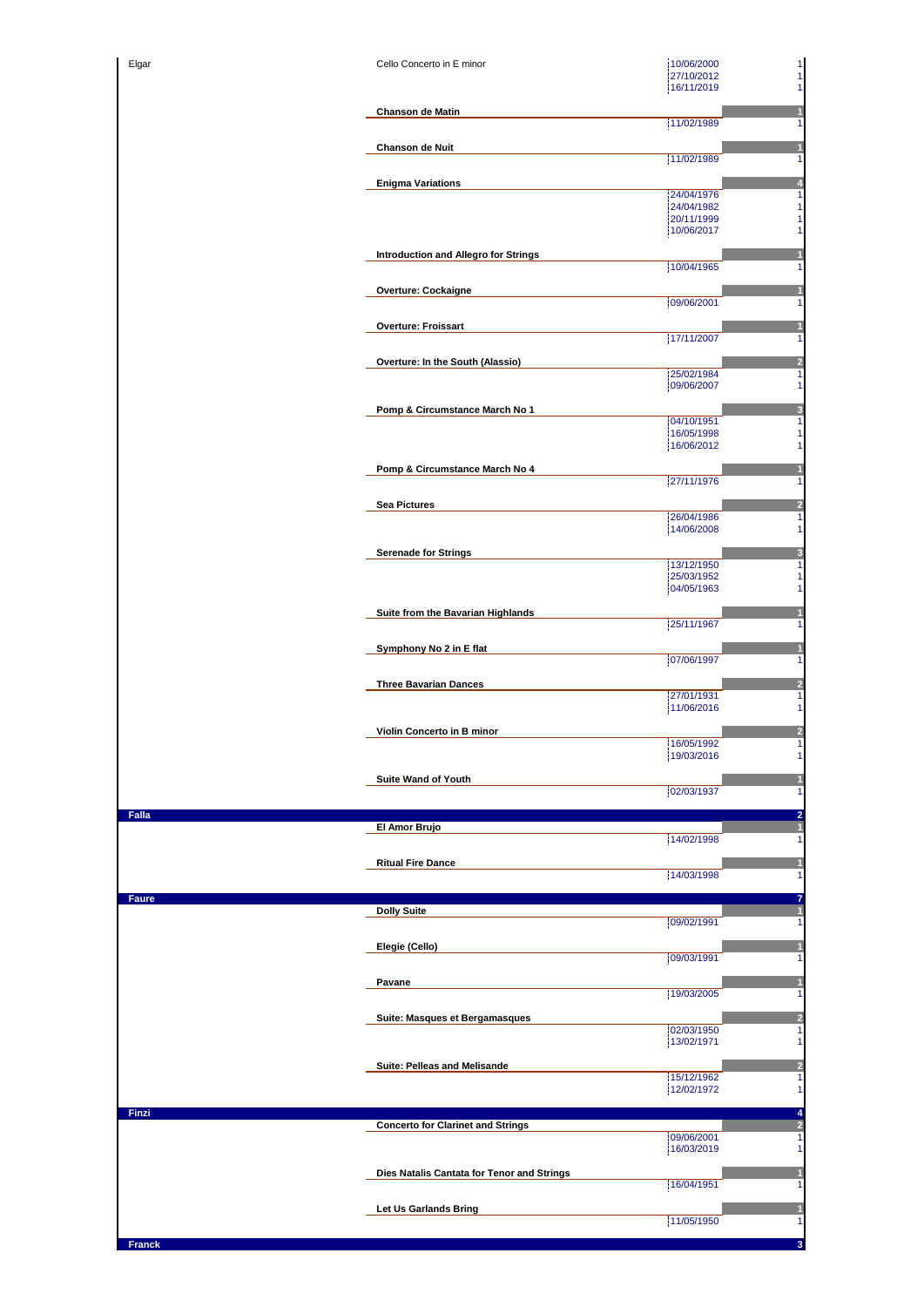| Composer | Work | Date | Count |
|---|---|---|---|
| Elgar | Cello Concerto in E minor | 10/06/2000 | 1 |
| | | 27/10/2012 | 1 |
| | | 16/11/2019 | 1 |
| | **Chanson de Matin** | | **1** |
| | | 11/02/1989 | 1 |
| | **Chanson de Nuit** | | **1** |
| | | 11/02/1989 | 1 |
| | **Enigma Variations** | | **4** |
| | | 24/04/1976 | 1 |
| | | 24/04/1982 | 1 |
| | | 20/11/1999 | 1 |
| | | 10/06/2017 | 1 |
| | **Introduction and Allegro for Strings** | | **1** |
| | | 10/04/1965 | 1 |
| | **Overture: Cockaigne** | | **1** |
| | | 09/06/2001 | 1 |
| | **Overture: Froissart** | | **1** |
| | | 17/11/2007 | 1 |
| | **Overture: In the South (Alassio)** | | **2** |
| | | 25/02/1984 | 1 |
| | | 09/06/2007 | 1 |
| | **Pomp & Circumstance March No 1** | | **3** |
| | | 04/10/1951 | 1 |
| | | 16/05/1998 | 1 |
| | | 16/06/2012 | 1 |
| | **Pomp & Circumstance March No 4** | | **1** |
| | | 27/11/1976 | 1 |
| | **Sea Pictures** | | **2** |
| | | 26/04/1986 | 1 |
| | | 14/06/2008 | 1 |
| | **Serenade for Strings** | | **3** |
| | | 13/12/1950 | 1 |
| | | 25/03/1952 | 1 |
| | | 04/05/1963 | 1 |
| | **Suite from the Bavarian Highlands** | | **1** |
| | | 25/11/1967 | 1 |
| | **Symphony No 2 in E flat** | | **1** |
| | | 07/06/1997 | 1 |
| | **Three Bavarian Dances** | | **2** |
| | | 27/01/1931 | 1 |
| | | 11/06/2016 | 1 |
| | **Violin Concerto in B minor** | | **2** |
| | | 16/05/1992 | 1 |
| | | 19/03/2016 | 1 |
| | **Suite Wand of Youth** | | **1** |
| | | 02/03/1937 | 1 |
| **Falla** | | | **2** |
| | **El Amor Brujo** | | **1** |
| | | 14/02/1998 | 1 |
| | **Ritual Fire Dance** | | **1** |
| | | 14/03/1998 | 1 |
| **Faure** | | | **7** |
| | **Dolly Suite** | | **1** |
| | | 09/02/1991 | 1 |
| | **Elegie (Cello)** | | **1** |
| | | 09/03/1991 | 1 |
| | **Pavane** | | **1** |
| | | 19/03/2005 | 1 |
| | **Suite: Masques et Bergamasques** | | **2** |
| | | 02/03/1950 | 1 |
| | | 13/02/1971 | 1 |
| | **Suite: Pelleas and Melisande** | | **2** |
| | | 15/12/1962 | 1 |
| | | 12/02/1972 | 1 |
| **Finzi** | | | **4** |
| | **Concerto for Clarinet and Strings** | | **2** |
| | | 09/06/2001 | 1 |
| | | 16/03/2019 | 1 |
| | **Dies Natalis Cantata for Tenor and Strings** | | **1** |
| | | 16/04/1951 | 1 |
| | **Let Us Garlands Bring** | | **1** |
| | | 11/05/1950 | 1 |
| **Franck** | | | **3** |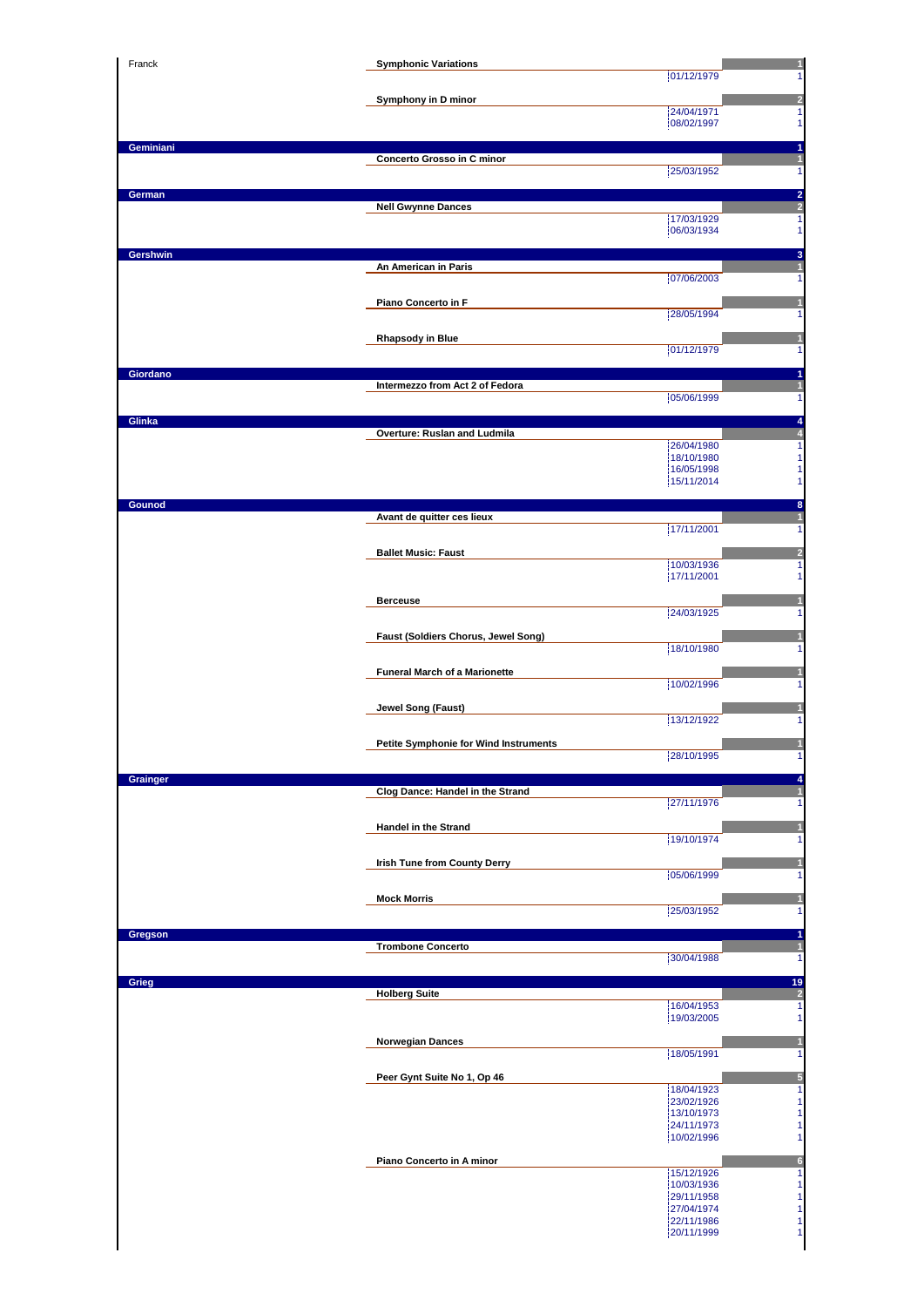## Franck

**Symphonic Variations** — 1

| Date | Count |
|---|---|
| 01/12/1979 | 1 |

**Symphony in D minor** — 2

| Date | Count |
|---|---|
| 24/04/1971 | 1 |
| 08/02/1997 | 1 |

## Geminiani — 1

**Concerto Grosso in C minor** — 1

| Date | Count |
|---|---|
| 25/03/1952 | 1 |

## German — 2

**Nell Gwynne Dances** — 2

| Date | Count |
|---|---|
| 17/03/1929 | 1 |
| 06/03/1934 | 1 |

## Gershwin — 3

**An American in Paris** — 1

| Date | Count |
|---|---|
| 07/06/2003 | 1 |

**Piano Concerto in F** — 1

| Date | Count |
|---|---|
| 28/05/1994 | 1 |

**Rhapsody in Blue** — 1

| Date | Count |
|---|---|
| 01/12/1979 | 1 |

## Giordano — 1

**Intermezzo from Act 2 of Fedora** — 1

| Date | Count |
|---|---|
| 05/06/1999 | 1 |

## Glinka — 4

**Overture: Ruslan and Ludmila** — 4

| Date | Count |
|---|---|
| 26/04/1980 | 1 |
| 18/10/1980 | 1 |
| 16/05/1998 | 1 |
| 15/11/2014 | 1 |

## Gounod — 8

**Avant de quitter ces lieux** — 1

| Date | Count |
|---|---|
| 17/11/2001 | 1 |

**Ballet Music: Faust** — 2

| Date | Count |
|---|---|
| 10/03/1936 | 1 |
| 17/11/2001 | 1 |

**Berceuse** — 1

| Date | Count |
|---|---|
| 24/03/1925 | 1 |

**Faust (Soldiers Chorus, Jewel Song)** — 1

| Date | Count |
|---|---|
| 18/10/1980 | 1 |

**Funeral March of a Marionette** — 1

| Date | Count |
|---|---|
| 10/02/1996 | 1 |

**Jewel Song (Faust)** — 1

| Date | Count |
|---|---|
| 13/12/1922 | 1 |

**Petite Symphonie for Wind Instruments** — 1

| Date | Count |
|---|---|
| 28/10/1995 | 1 |

## Grainger — 4

**Clog Dance: Handel in the Strand** — 1

| Date | Count |
|---|---|
| 27/11/1976 | 1 |

**Handel in the Strand** — 1

| Date | Count |
|---|---|
| 19/10/1974 | 1 |

**Irish Tune from County Derry** — 1

| Date | Count |
|---|---|
| 05/06/1999 | 1 |

**Mock Morris** — 1

| Date | Count |
|---|---|
| 25/03/1952 | 1 |

## Gregson — 1

**Trombone Concerto** — 1

| Date | Count |
|---|---|
| 30/04/1988 | 1 |

## Grieg — 19

**Holberg Suite** — 2

| Date | Count |
|---|---|
| 16/04/1953 | 1 |
| 19/03/2005 | 1 |

**Norwegian Dances** — 1

| Date | Count |
|---|---|
| 18/05/1991 | 1 |

**Peer Gynt Suite No 1, Op 46** — 5

| Date | Count |
|---|---|
| 18/04/1923 | 1 |
| 23/02/1926 | 1 |
| 13/10/1973 | 1 |
| 24/11/1973 | 1 |
| 10/02/1996 | 1 |

**Piano Concerto in A minor** — 6

| Date | Count |
|---|---|
| 15/12/1926 | 1 |
| 10/03/1936 | 1 |
| 29/11/1958 | 1 |
| 27/04/1974 | 1 |
| 22/11/1986 | 1 |
| 20/11/1999 | 1 |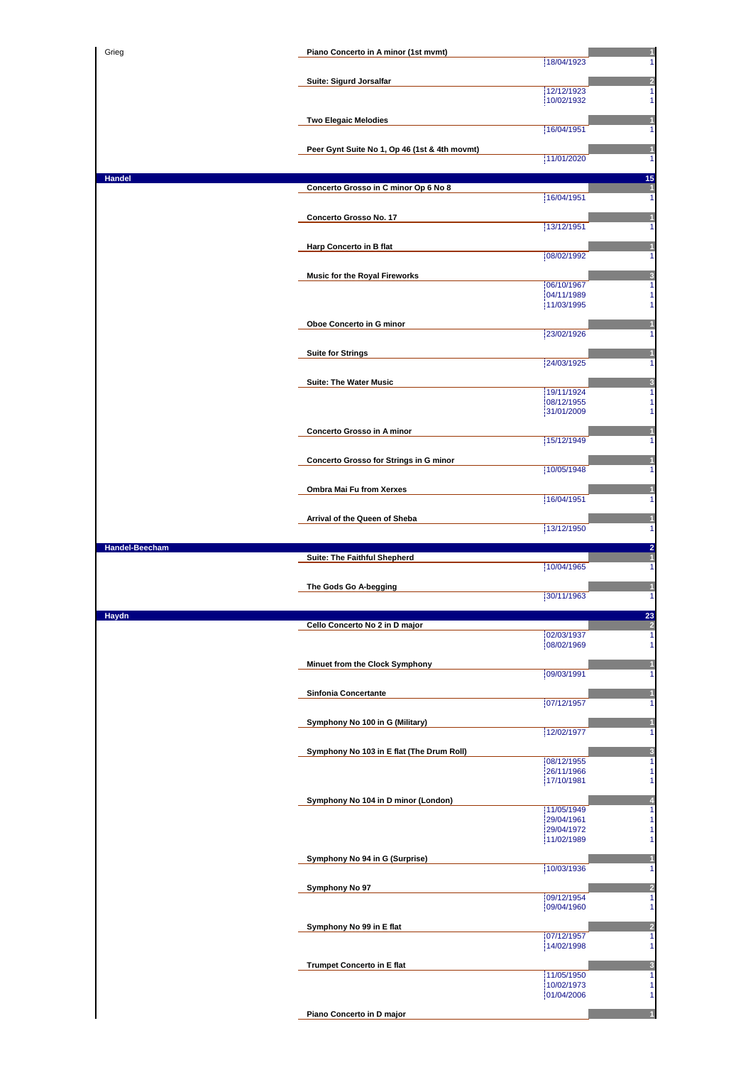Grieg

| Work | Date | Count |
|---|---|---|
| **Piano Concerto in A minor (1st mvmt)** | | 1 |
| | 18/04/1923 | 1 |
| **Suite: Sigurd Jorsalfar** | | 2 |
| | 12/12/1923 | 1 |
| | 10/02/1932 | 1 |
| **Two Elegaic Melodies** | | 1 |
| | 16/04/1951 | 1 |
| **Peer Gynt Suite No 1, Op 46 (1st & 4th movmt)** | | 1 |
| | 11/01/2020 | 1 |

## Handel — 15

| Work | Date | Count |
|---|---|---|
| **Concerto Grosso in C minor Op 6 No 8** | | 1 |
| | 16/04/1951 | 1 |
| **Concerto Grosso No. 17** | | 1 |
| | 13/12/1951 | 1 |
| **Harp Concerto in B flat** | | 1 |
| | 08/02/1992 | 1 |
| **Music for the Royal Fireworks** | | 3 |
| | 06/10/1967 | 1 |
| | 04/11/1989 | 1 |
| | 11/03/1995 | 1 |
| **Oboe Concerto in G minor** | | 1 |
| | 23/02/1926 | 1 |
| **Suite for Strings** | | 1 |
| | 24/03/1925 | 1 |
| **Suite: The Water Music** | | 3 |
| | 19/11/1924 | 1 |
| | 08/12/1955 | 1 |
| | 31/01/2009 | 1 |
| **Concerto Grosso in A minor** | | 1 |
| | 15/12/1949 | 1 |
| **Concerto Grosso for Strings in G minor** | | 1 |
| | 10/05/1948 | 1 |
| **Ombra Mai Fu from Xerxes** | | 1 |
| | 16/04/1951 | 1 |
| **Arrival of the Queen of Sheba** | | 1 |
| | 13/12/1950 | 1 |

## Handel-Beecham — 2

| Work | Date | Count |
|---|---|---|
| **Suite: The Faithful Shepherd** | | 1 |
| | 10/04/1965 | 1 |
| **The Gods Go A-begging** | | 1 |
| | 30/11/1963 | 1 |

## Haydn — 23

| Work | Date | Count |
|---|---|---|
| **Cello Concerto No 2 in D major** | | 2 |
| | 02/03/1937 | 1 |
| | 08/02/1969 | 1 |
| **Minuet from the Clock Symphony** | | 1 |
| | 09/03/1991 | 1 |
| **Sinfonia Concertante** | | 1 |
| | 07/12/1957 | 1 |
| **Symphony No 100 in G (Military)** | | 1 |
| | 12/02/1977 | 1 |
| **Symphony No 103 in E flat (The Drum Roll)** | | 3 |
| | 08/12/1955 | 1 |
| | 26/11/1966 | 1 |
| | 17/10/1981 | 1 |
| **Symphony No 104 in D minor (London)** | | 4 |
| | 11/05/1949 | 1 |
| | 29/04/1961 | 1 |
| | 29/04/1972 | 1 |
| | 11/02/1989 | 1 |
| **Symphony No 94 in G (Surprise)** | | 1 |
| | 10/03/1936 | 1 |
| **Symphony No 97** | | 2 |
| | 09/12/1954 | 1 |
| | 09/04/1960 | 1 |
| **Symphony No 99 in E flat** | | 2 |
| | 07/12/1957 | 1 |
| | 14/02/1998 | 1 |
| **Trumpet Concerto in E flat** | | 3 |
| | 11/05/1950 | 1 |
| | 10/02/1973 | 1 |
| | 01/04/2006 | 1 |
| **Piano Concerto in D major** | | 1 |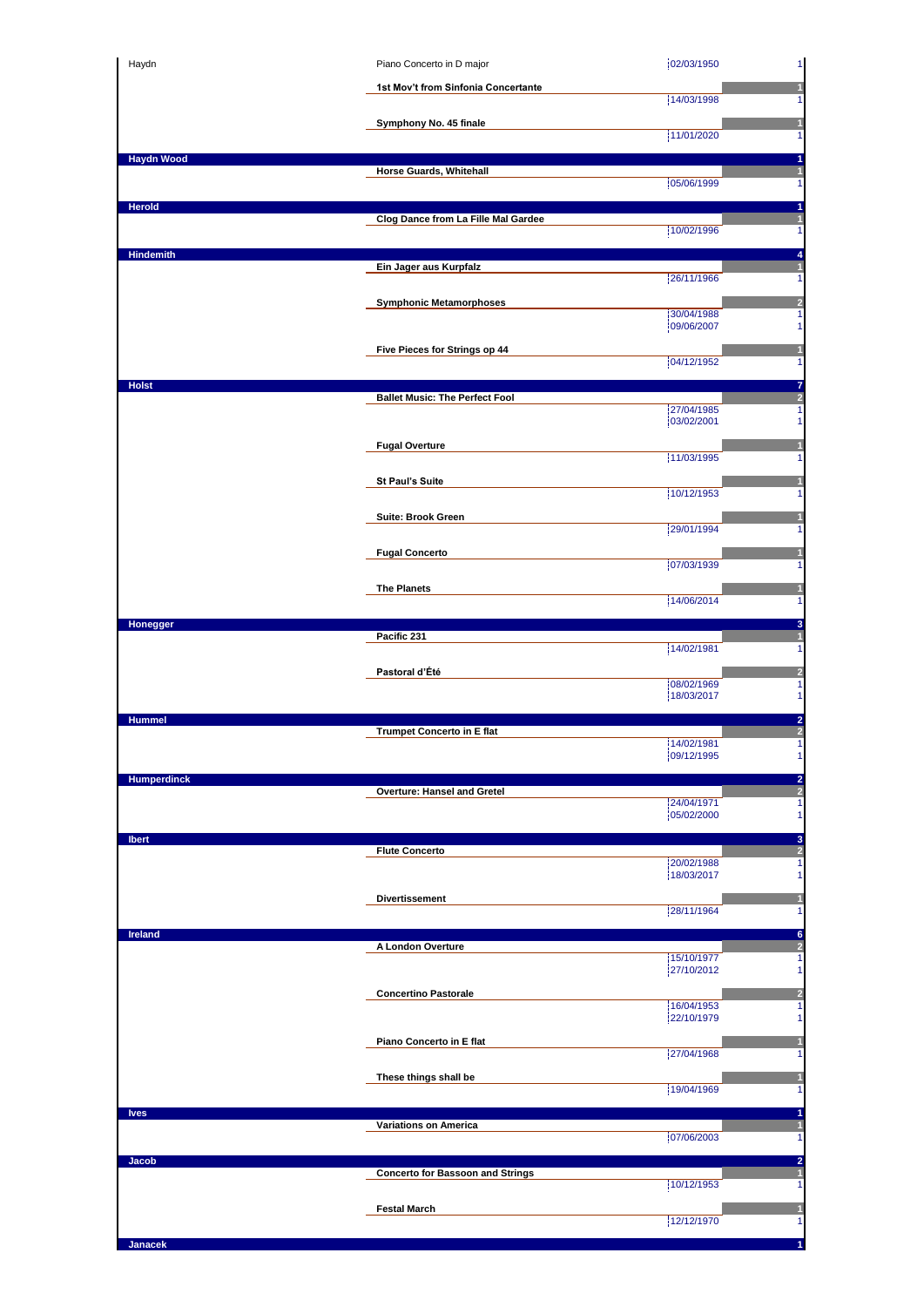| Composer | Work | Date | Count |
|---|---|---|---|
| Haydn | Piano Concerto in D major | 02/03/1950 | 1 |
| | **1st Mov't from Sinfonia Concertante** | | 1 |
| | | 14/03/1998 | 1 |
| | **Symphony No. 45 finale** | | 1 |
| | | 11/01/2020 | 1 |
| **Haydn Wood** | | | 1 |
| | **Horse Guards, Whitehall** | | 1 |
| | | 05/06/1999 | 1 |
| **Herold** | | | 1 |
| | **Clog Dance from La Fille Mal Gardee** | | 1 |
| | | 10/02/1996 | 1 |
| **Hindemith** | | | 4 |
| | **Ein Jager aus Kurpfalz** | | 1 |
| | | 26/11/1966 | 1 |
| | **Symphonic Metamorphoses** | | 2 |
| | | 30/04/1988 | 1 |
| | | 09/06/2007 | 1 |
| | **Five Pieces for Strings op 44** | | 1 |
| | | 04/12/1952 | 1 |
| **Holst** | | | 7 |
| | **Ballet Music: The Perfect Fool** | | 2 |
| | | 27/04/1985 | 1 |
| | | 03/02/2001 | 1 |
| | **Fugal Overture** | | 1 |
| | | 11/03/1995 | 1 |
| | **St Paul's Suite** | | 1 |
| | | 10/12/1953 | 1 |
| | **Suite: Brook Green** | | 1 |
| | | 29/01/1994 | 1 |
| | **Fugal Concerto** | | 1 |
| | | 07/03/1939 | 1 |
| | **The Planets** | | 1 |
| | | 14/06/2014 | 1 |
| **Honegger** | | | 3 |
| | **Pacific 231** | | 1 |
| | | 14/02/1981 | 1 |
| | **Pastoral d'Été** | | 2 |
| | | 08/02/1969 | 1 |
| | | 18/03/2017 | 1 |
| **Hummel** | | | 2 |
| | **Trumpet Concerto in E flat** | | 2 |
| | | 14/02/1981 | 1 |
| | | 09/12/1995 | 1 |
| **Humperdinck** | | | 2 |
| | **Overture: Hansel and Gretel** | | 2 |
| | | 24/04/1971 | 1 |
| | | 05/02/2000 | 1 |
| **Ibert** | | | 3 |
| | **Flute Concerto** | | 2 |
| | | 20/02/1988 | 1 |
| | | 18/03/2017 | 1 |
| | **Divertissement** | | 1 |
| | | 28/11/1964 | 1 |
| **Ireland** | | | 6 |
| | **A London Overture** | | 2 |
| | | 15/10/1977 | 1 |
| | | 27/10/2012 | 1 |
| | **Concertino Pastorale** | | 2 |
| | | 16/04/1953 | 1 |
| | | 22/10/1979 | 1 |
| | **Piano Concerto in E flat** | | 1 |
| | | 27/04/1968 | 1 |
| | **These things shall be** | | 1 |
| | | 19/04/1969 | 1 |
| **Ives** | | | 1 |
| | **Variations on America** | | 1 |
| | | 07/06/2003 | 1 |
| **Jacob** | | | 2 |
| | **Concerto for Bassoon and Strings** | | 1 |
| | | 10/12/1953 | 1 |
| | **Festal March** | | 1 |
| | | 12/12/1970 | 1 |
| **Janacek** | | | 1 |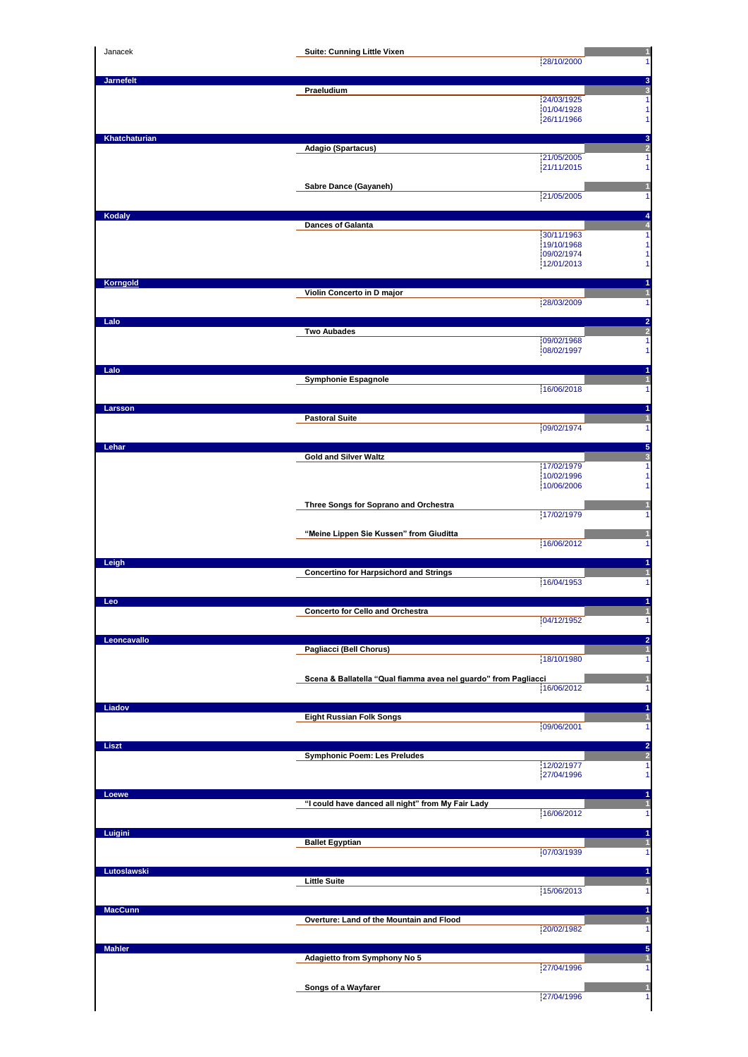| Composer | Work | Date | Count |
|---|---|---|---|
| Janacek | | | |
| | Suite: Cunning Little Vixen | | 1 |
| | | 28/10/2000 | 1 |
| **Jarnefelt** | | | 3 |
| | Praeludium | | 3 |
| | | 24/03/1925 | 1 |
| | | 01/04/1928 | 1 |
| | | 26/11/1966 | 1 |
| **Khatchaturian** | | | 3 |
| | Adagio (Spartacus) | | 2 |
| | | 21/05/2005 | 1 |
| | | 21/11/2015 | 1 |
| | Sabre Dance (Gayaneh) | | 1 |
| | | 21/05/2005 | 1 |
| **Kodaly** | | | 4 |
| | Dances of Galanta | | 4 |
| | | 30/11/1963 | 1 |
| | | 19/10/1968 | 1 |
| | | 09/02/1974 | 1 |
| | | 12/01/2013 | 1 |
| **Korngold** | | | 1 |
| | Violin Concerto in D major | | 1 |
| | | 28/03/2009 | 1 |
| **Lalo** | | | 2 |
| | Two Aubades | | 2 |
| | | 09/02/1968 | 1 |
| | | 08/02/1997 | 1 |
| **Lalo** | | | 1 |
| | Symphonie Espagnole | | 1 |
| | | 16/06/2018 | 1 |
| **Larsson** | | | 1 |
| | Pastoral Suite | | 1 |
| | | 09/02/1974 | 1 |
| **Lehar** | | | 5 |
| | Gold and Silver Waltz | | 3 |
| | | 17/02/1979 | 1 |
| | | 10/02/1996 | 1 |
| | | 10/06/2006 | 1 |
| | Three Songs for Soprano and Orchestra | | 1 |
| | | 17/02/1979 | 1 |
| | "Meine Lippen Sie Kussen" from Giuditta | | 1 |
| | | 16/06/2012 | 1 |
| **Leigh** | | | 1 |
| | Concertino for Harpsichord and Strings | | 1 |
| | | 16/04/1953 | 1 |
| **Leo** | | | 1 |
| | Concerto for Cello and Orchestra | | 1 |
| | | 04/12/1952 | 1 |
| **Leoncavallo** | | | 2 |
| | Pagliacci (Bell Chorus) | | 1 |
| | | 18/10/1980 | 1 |
| | Scena & Ballatella "Qual fiamma avea nel guardo" from Pagliacci | | 1 |
| | | 16/06/2012 | 1 |
| **Liadov** | | | 1 |
| | Eight Russian Folk Songs | | 1 |
| | | 09/06/2001 | 1 |
| **Liszt** | | | 2 |
| | Symphonic Poem: Les Preludes | | 2 |
| | | 12/02/1977 | 1 |
| | | 27/04/1996 | 1 |
| **Loewe** | | | 1 |
| | "I could have danced all night" from My Fair Lady | | 1 |
| | | 16/06/2012 | 1 |
| **Luigini** | | | 1 |
| | Ballet Egyptian | | 1 |
| | | 07/03/1939 | 1 |
| **Lutoslawski** | | | 1 |
| | Little Suite | | 1 |
| | | 15/06/2013 | 1 |
| **MacCunn** | | | 1 |
| | Overture: Land of the Mountain and Flood | | 1 |
| | | 20/02/1982 | 1 |
| **Mahler** | | | 5 |
| | Adagietto from Symphony No 5 | | 1 |
| | | 27/04/1996 | 1 |
| | Songs of a Wayfarer | | 1 |
| | | 27/04/1996 | 1 |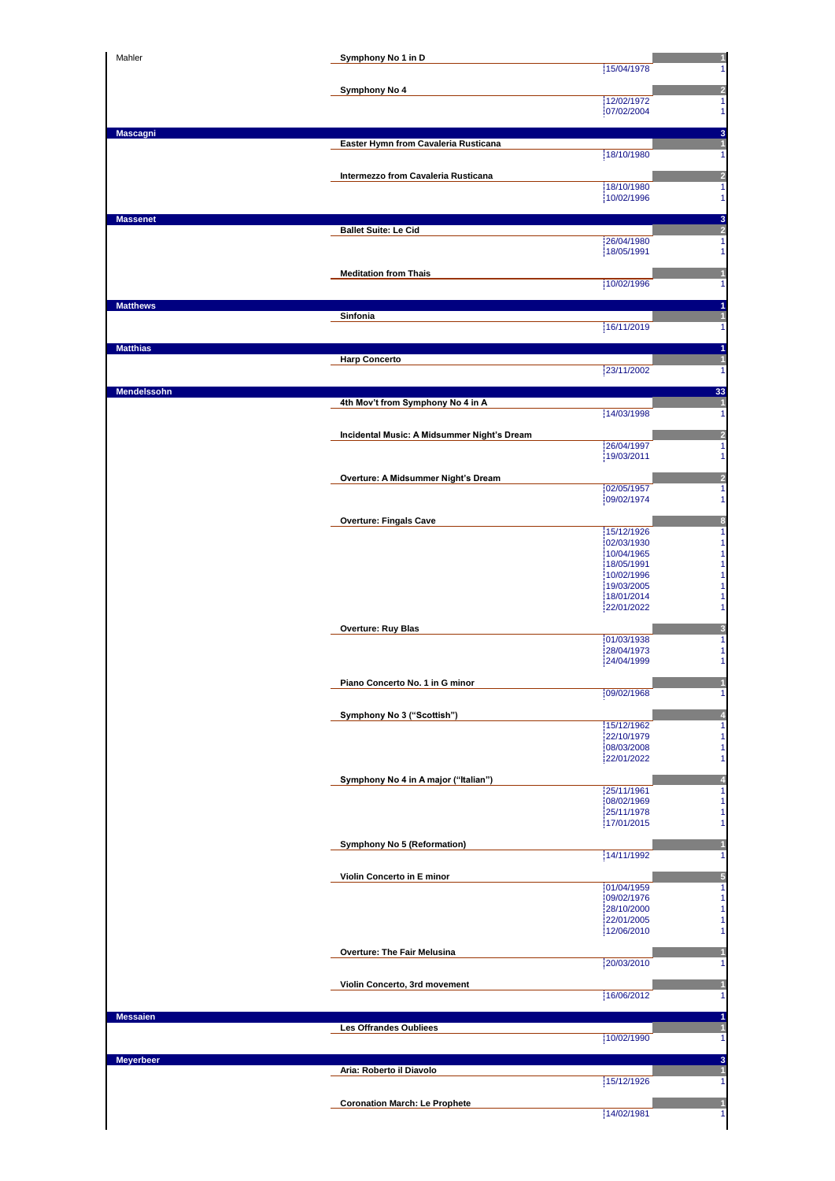Mahler

| Composer | Work | Date | Count |
|---|---|---|---|
| Mahler | **Symphony No 1 in D** | | 1 |
| | | 15/04/1978 | 1 |
| | **Symphony No 4** | | 2 |
| | | 12/02/1972 | 1 |
| | | 07/02/2004 | 1 |
| **Mascagni** | | | 3 |
| | **Easter Hymn from Cavaleria Rusticana** | | 1 |
| | | 18/10/1980 | 1 |
| | **Intermezzo from Cavaleria Rusticana** | | 2 |
| | | 18/10/1980 | 1 |
| | | 10/02/1996 | 1 |
| **Massenet** | | | 3 |
| | **Ballet Suite: Le Cid** | | 2 |
| | | 26/04/1980 | 1 |
| | | 18/05/1991 | 1 |
| | **Meditation from Thais** | | 1 |
| | | 10/02/1996 | 1 |
| **Matthews** | | | 1 |
| | **Sinfonia** | | 1 |
| | | 16/11/2019 | 1 |
| **Matthias** | | | 1 |
| | **Harp Concerto** | | 1 |
| | | 23/11/2002 | 1 |
| **Mendelssohn** | | | 33 |
| | **4th Mov't from Symphony No 4 in A** | | 1 |
| | | 14/03/1998 | 1 |
| | **Incidental Music: A Midsummer Night's Dream** | | 2 |
| | | 26/04/1997 | 1 |
| | | 19/03/2011 | 1 |
| | **Overture: A Midsummer Night's Dream** | | 2 |
| | | 02/05/1957 | 1 |
| | | 09/02/1974 | 1 |
| | **Overture: Fingals Cave** | | 8 |
| | | 15/12/1926 | 1 |
| | | 02/03/1930 | 1 |
| | | 10/04/1965 | 1 |
| | | 18/05/1991 | 1 |
| | | 10/02/1996 | 1 |
| | | 19/03/2005 | 1 |
| | | 18/01/2014 | 1 |
| | | 22/01/2022 | 1 |
| | **Overture: Ruy Blas** | | 3 |
| | | 01/03/1938 | 1 |
| | | 28/04/1973 | 1 |
| | | 24/04/1999 | 1 |
| | **Piano Concerto No. 1 in G minor** | | 1 |
| | | 09/02/1968 | 1 |
| | **Symphony No 3 ("Scottish")** | | 4 |
| | | 15/12/1962 | 1 |
| | | 22/10/1979 | 1 |
| | | 08/03/2008 | 1 |
| | | 22/01/2022 | 1 |
| | **Symphony No 4 in A major ("Italian")** | | 4 |
| | | 25/11/1961 | 1 |
| | | 08/02/1969 | 1 |
| | | 25/11/1978 | 1 |
| | | 17/01/2015 | 1 |
| | **Symphony No 5 (Reformation)** | | 1 |
| | | 14/11/1992 | 1 |
| | **Violin Concerto in E minor** | | 5 |
| | | 01/04/1959 | 1 |
| | | 09/02/1976 | 1 |
| | | 28/10/2000 | 1 |
| | | 22/01/2005 | 1 |
| | | 12/06/2010 | 1 |
| | **Overture: The Fair Melusina** | | 1 |
| | | 20/03/2010 | 1 |
| | **Violin Concerto, 3rd movement** | | 1 |
| | | 16/06/2012 | 1 |
| **Messaien** | | | 1 |
| | **Les Offrandes Oubliees** | | 1 |
| | | 10/02/1990 | 1 |
| **Meyerbeer** | | | 3 |
| | **Aria: Roberto il Diavolo** | | 1 |
| | | 15/12/1926 | 1 |
| | **Coronation March: Le Prophete** | | 1 |
| | | 14/02/1981 | 1 |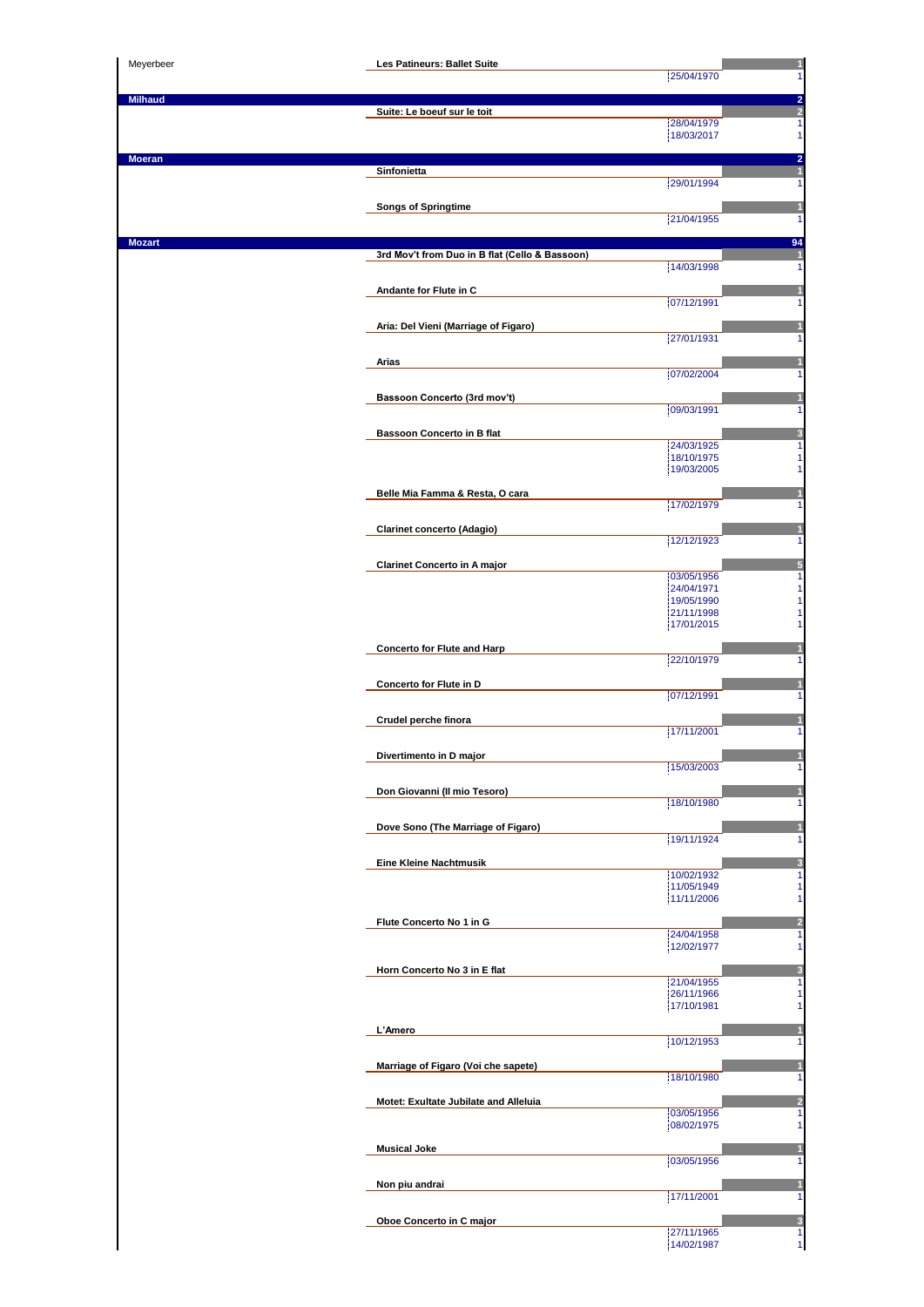| Composer | Work | Date | Count |
|---|---|---|---|
| Meyerbeer | Les Patineurs: Ballet Suite | | 1 |
| | | 25/04/1970 | 1 |
| **Milhaud** | | | 2 |
| | Suite: Le boeuf sur le toit | | 2 |
| | | 28/04/1979 | 1 |
| | | 18/03/2017 | 1 |
| **Moeran** | | | 2 |
| | Sinfonietta | | 1 |
| | | 29/01/1994 | 1 |
| | Songs of Springtime | | 1 |
| | | 21/04/1955 | 1 |
| **Mozart** | | | 94 |
| | 3rd Mov't from Duo in B flat (Cello & Bassoon) | | 1 |
| | | 14/03/1998 | 1 |
| | Andante for Flute in C | | 1 |
| | | 07/12/1991 | 1 |
| | Aria: Del Vieni (Marriage of Figaro) | | 1 |
| | | 27/01/1931 | 1 |
| | Arias | | 1 |
| | | 07/02/2004 | 1 |
| | Bassoon Concerto (3rd mov't) | | 1 |
| | | 09/03/1991 | 1 |
| | Bassoon Concerto in B flat | | 3 |
| | | 24/03/1925 | 1 |
| | | 18/10/1975 | 1 |
| | | 19/03/2005 | 1 |
| | Belle Mia Famma & Resta, O cara | | 1 |
| | | 17/02/1979 | 1 |
| | Clarinet concerto (Adagio) | | 1 |
| | | 12/12/1923 | 1 |
| | Clarinet Concerto in A major | | 5 |
| | | 03/05/1956 | 1 |
| | | 24/04/1971 | 1 |
| | | 19/05/1990 | 1 |
| | | 21/11/1998 | 1 |
| | | 17/01/2015 | 1 |
| | Concerto for Flute and Harp | | 1 |
| | | 22/10/1979 | 1 |
| | Concerto for Flute in D | | 1 |
| | | 07/12/1991 | 1 |
| | Crudel perche finora | | 1 |
| | | 17/11/2001 | 1 |
| | Divertimento in D major | | 1 |
| | | 15/03/2003 | 1 |
| | Don Giovanni (Il mio Tesoro) | | 1 |
| | | 18/10/1980 | 1 |
| | Dove Sono (The Marriage of Figaro) | | 1 |
| | | 19/11/1924 | 1 |
| | Eine Kleine Nachtmusik | | 3 |
| | | 10/02/1932 | 1 |
| | | 11/05/1949 | 1 |
| | | 11/11/2006 | 1 |
| | Flute Concerto No 1 in G | | 2 |
| | | 24/04/1958 | 1 |
| | | 12/02/1977 | 1 |
| | Horn Concerto No 3 in E flat | | 3 |
| | | 21/04/1955 | 1 |
| | | 26/11/1966 | 1 |
| | | 17/10/1981 | 1 |
| | L'Amero | | 1 |
| | | 10/12/1953 | 1 |
| | Marriage of Figaro (Voi che sapete) | | 1 |
| | | 18/10/1980 | 1 |
| | Motet: Exultate Jubilate and Alleluia | | 2 |
| | | 03/05/1956 | 1 |
| | | 08/02/1975 | 1 |
| | Musical Joke | | 1 |
| | | 03/05/1956 | 1 |
| | Non piu andrai | | 1 |
| | | 17/11/2001 | 1 |
| | Oboe Concerto in C major | | 3 |
| | | 27/11/1965 | 1 |
| | | 14/02/1987 | 1 |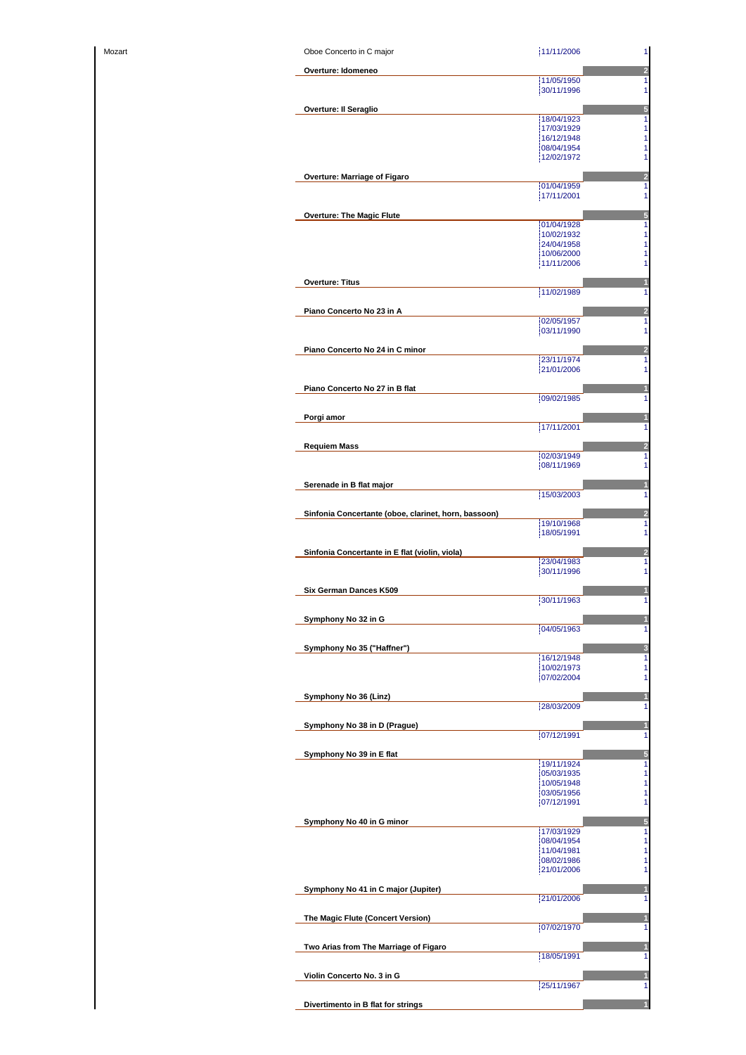| Composer | Work | Date | Count |
|---|---|---|---|
| Mozart | Oboe Concerto in C major | 11/11/2006 | 1 |
| | **Overture: Idomeneo** | | 2 |
| | | 11/05/1950 | 1 |
| | | 30/11/1996 | 1 |
| | **Overture: Il Seraglio** | | 5 |
| | | 18/04/1923 | 1 |
| | | 17/03/1929 | 1 |
| | | 16/12/1948 | 1 |
| | | 08/04/1954 | 1 |
| | | 12/02/1972 | 1 |
| | **Overture: Marriage of Figaro** | | 2 |
| | | 01/04/1959 | 1 |
| | | 17/11/2001 | 1 |
| | **Overture: The Magic Flute** | | 5 |
| | | 01/04/1928 | 1 |
| | | 10/02/1932 | 1 |
| | | 24/04/1958 | 1 |
| | | 10/06/2000 | 1 |
| | | 11/11/2006 | 1 |
| | **Overture: Titus** | | 1 |
| | | 11/02/1989 | 1 |
| | **Piano Concerto No 23 in A** | | 2 |
| | | 02/05/1957 | 1 |
| | | 03/11/1990 | 1 |
| | **Piano Concerto No 24 in C minor** | | 2 |
| | | 23/11/1974 | 1 |
| | | 21/01/2006 | 1 |
| | **Piano Concerto No 27 in B flat** | | 1 |
| | | 09/02/1985 | 1 |
| | **Porgi amor** | | 1 |
| | | 17/11/2001 | 1 |
| | **Requiem Mass** | | 2 |
| | | 02/03/1949 | 1 |
| | | 08/11/1969 | 1 |
| | **Serenade in B flat major** | | 1 |
| | | 15/03/2003 | 1 |
| | **Sinfonia Concertante (oboe, clarinet, horn, bassoon)** | | 2 |
| | | 19/10/1968 | 1 |
| | | 18/05/1991 | 1 |
| | **Sinfonia Concertante in E flat (violin, viola)** | | 2 |
| | | 23/04/1983 | 1 |
| | | 30/11/1996 | 1 |
| | **Six German Dances K509** | | 1 |
| | | 30/11/1963 | 1 |
| | **Symphony No 32 in G** | | 1 |
| | | 04/05/1963 | 1 |
| | **Symphony No 35 ("Haffner")** | | 3 |
| | | 16/12/1948 | 1 |
| | | 10/02/1973 | 1 |
| | | 07/02/2004 | 1 |
| | **Symphony No 36 (Linz)** | | 1 |
| | | 28/03/2009 | 1 |
| | **Symphony No 38 in D (Prague)** | | 1 |
| | | 07/12/1991 | 1 |
| | **Symphony No 39 in E flat** | | 5 |
| | | 19/11/1924 | 1 |
| | | 05/03/1935 | 1 |
| | | 10/05/1948 | 1 |
| | | 03/05/1956 | 1 |
| | | 07/12/1991 | 1 |
| | **Symphony No 40 in G minor** | | 5 |
| | | 17/03/1929 | 1 |
| | | 08/04/1954 | 1 |
| | | 11/04/1981 | 1 |
| | | 08/02/1986 | 1 |
| | | 21/01/2006 | 1 |
| | **Symphony No 41 in C major (Jupiter)** | | 1 |
| | | 21/01/2006 | 1 |
| | **The Magic Flute (Concert Version)** | | 1 |
| | | 07/02/1970 | 1 |
| | **Two Arias from The Marriage of Figaro** | | 1 |
| | | 18/05/1991 | 1 |
| | **Violin Concerto No. 3 in G** | | 1 |
| | | 25/11/1967 | 1 |
| | **Divertimento in B flat for strings** | | 1 |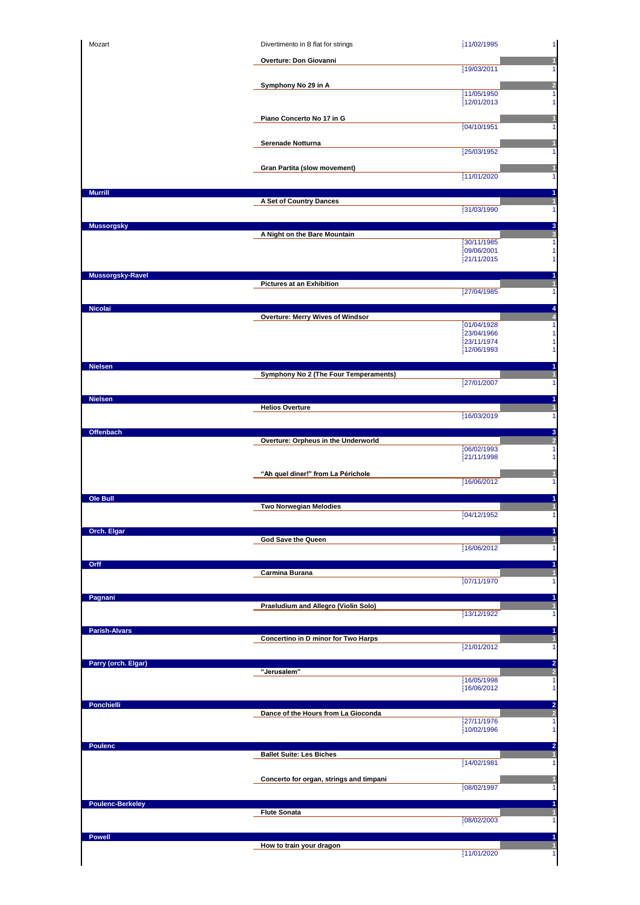| Composer | Work | Date | Count |
|---|---|---|---|
| Mozart | Divertimento in B flat for strings | 11/02/1995 | 1 |
| | **Overture: Don Giovanni** | | 1 |
| | | 19/03/2011 | 1 |
| | **Symphony No 29 in A** | | 2 |
| | | 11/05/1950 | 1 |
| | | 12/01/2013 | 1 |
| | **Piano Concerto No 17 in G** | | 1 |
| | | 04/10/1951 | 1 |
| | **Serenade Notturna** | | 1 |
| | | 25/03/1952 | 1 |
| | **Gran Partita (slow movement)** | | 1 |
| | | 11/01/2020 | 1 |
| **Murrill** | | | 1 |
| | **A Set of Country Dances** | | 1 |
| | | 31/03/1990 | 1 |
| **Mussorgsky** | | | 3 |
| | **A Night on the Bare Mountain** | | 3 |
| | | 30/11/1985 | 1 |
| | | 09/06/2001 | 1 |
| | | 21/11/2015 | 1 |
| **Mussorgsky-Ravel** | | | 1 |
| | **Pictures at an Exhibition** | | 1 |
| | | 27/04/1985 | 1 |
| **Nicolai** | | | 4 |
| | **Overture: Merry Wives of Windsor** | | 4 |
| | | 01/04/1928 | 1 |
| | | 23/04/1966 | 1 |
| | | 23/11/1974 | 1 |
| | | 12/06/1993 | 1 |
| **Nielsen** | | | 1 |
| | **Symphony No 2 (The Four Temperaments)** | | 1 |
| | | 27/01/2007 | 1 |
| **Nielsen** | | | 1 |
| | **Helios Overture** | | 1 |
| | | 16/03/2019 | 1 |
| **Offenbach** | | | 3 |
| | **Overture: Orpheus in the Underworld** | | 2 |
| | | 06/02/1993 | 1 |
| | | 21/11/1998 | 1 |
| | **"Ah quel diner!" from La Périchole** | | 1 |
| | | 16/06/2012 | 1 |
| **Ole Bull** | | | 1 |
| | **Two Norwegian Melodies** | | 1 |
| | | 04/12/1952 | 1 |
| **Orch. Elgar** | | | 1 |
| | **God Save the Queen** | | 1 |
| | | 16/06/2012 | 1 |
| **Orff** | | | 1 |
| | **Carmina Burana** | | 1 |
| | | 07/11/1970 | 1 |
| **Pagnani** | | | 1 |
| | **Praeludium and Allegro (Violin Solo)** | | 1 |
| | | 13/12/1922 | 1 |
| **Parish-Alvars** | | | 1 |
| | **Concertino in D minor for Two Harps** | | 1 |
| | | 21/01/2012 | 1 |
| **Parry (orch. Elgar)** | | | 2 |
| | **"Jerusalem"** | | 2 |
| | | 16/05/1998 | 1 |
| | | 16/06/2012 | 1 |
| **Ponchielli** | | | 2 |
| | **Dance of the Hours from La Gioconda** | | 2 |
| | | 27/11/1976 | 1 |
| | | 10/02/1996 | 1 |
| **Poulenc** | | | 2 |
| | **Ballet Suite: Les Biches** | | 1 |
| | | 14/02/1981 | 1 |
| | **Concerto for organ, strings and timpani** | | 1 |
| | | 08/02/1997 | 1 |
| **Poulenc-Berkeley** | | | 1 |
| | **Flute Sonata** | | 1 |
| | | 08/02/2003 | 1 |
| **Powell** | | | 1 |
| | **How to train your dragon** | | 1 |
| | | 11/01/2020 | 1 |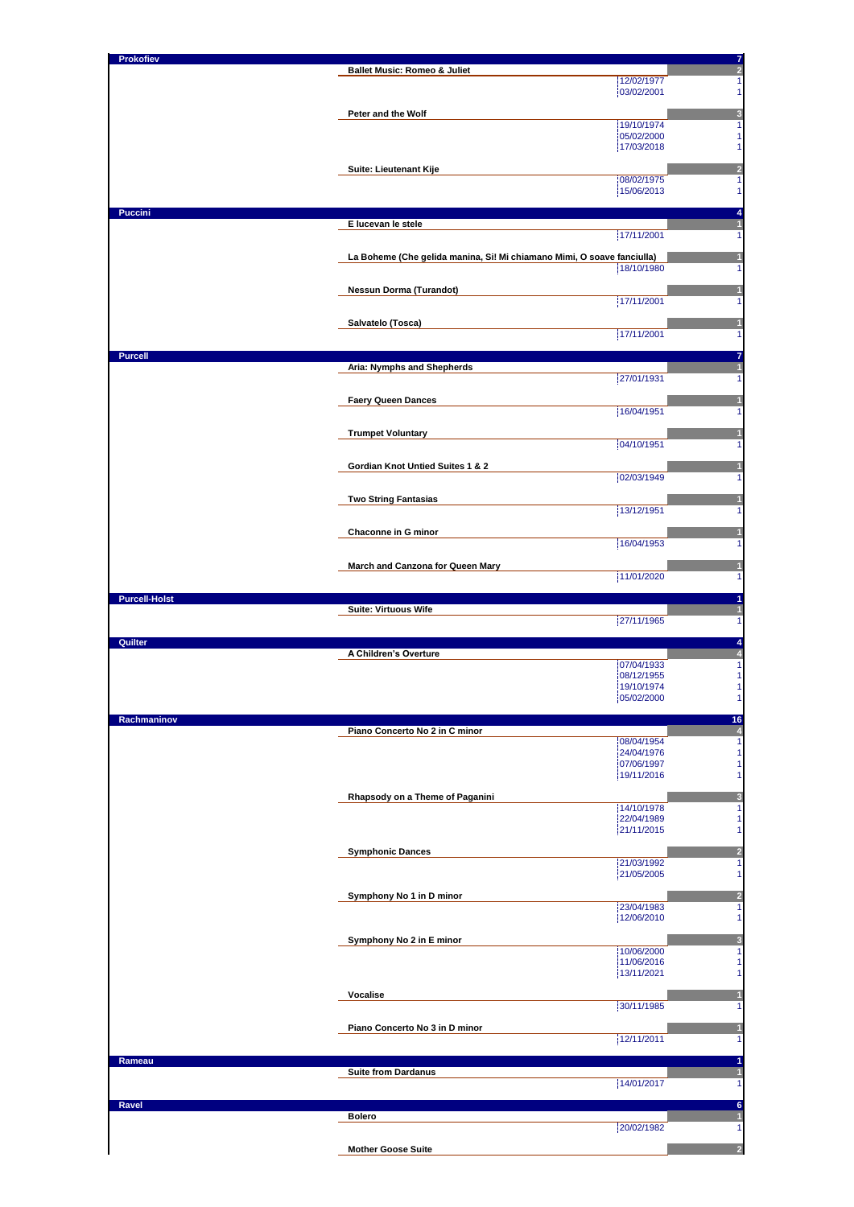| Composer | Work | Date | Count |
|---|---|---|---|
| **Prokofiev** | | | **7** |
| | **Ballet Music: Romeo & Juliet** | | **2** |
| | | 12/02/1977 | 1 |
| | | 03/02/2001 | 1 |
| | **Peter and the Wolf** | | **3** |
| | | 19/10/1974 | 1 |
| | | 05/02/2000 | 1 |
| | | 17/03/2018 | 1 |
| | **Suite: Lieutenant Kije** | | **2** |
| | | 08/02/1975 | 1 |
| | | 15/06/2013 | 1 |
| **Puccini** | | | **4** |
| | **E lucevan le stele** | | **1** |
| | | 17/11/2001 | 1 |
| | **La Boheme (Che gelida manina, Si! Mi chiamano Mimi, O soave fanciulla)** | | **1** |
| | | 18/10/1980 | 1 |
| | **Nessun Dorma (Turandot)** | | **1** |
| | | 17/11/2001 | 1 |
| | **Salvatelo (Tosca)** | | **1** |
| | | 17/11/2001 | 1 |
| **Purcell** | | | **7** |
| | **Aria: Nymphs and Shepherds** | | **1** |
| | | 27/01/1931 | 1 |
| | **Faery Queen Dances** | | **1** |
| | | 16/04/1951 | 1 |
| | **Trumpet Voluntary** | | **1** |
| | | 04/10/1951 | 1 |
| | **Gordian Knot Untied Suites 1 & 2** | | **1** |
| | | 02/03/1949 | 1 |
| | **Two String Fantasias** | | **1** |
| | | 13/12/1951 | 1 |
| | **Chaconne in G minor** | | **1** |
| | | 16/04/1953 | 1 |
| | **March and Canzona for Queen Mary** | | **1** |
| | | 11/01/2020 | 1 |
| **Purcell-Holst** | | | **1** |
| | **Suite: Virtuous Wife** | | **1** |
| | | 27/11/1965 | 1 |
| **Quilter** | | | **4** |
| | **A Children's Overture** | | **4** |
| | | 07/04/1933 | 1 |
| | | 08/12/1955 | 1 |
| | | 19/10/1974 | 1 |
| | | 05/02/2000 | 1 |
| **Rachmaninov** | | | **16** |
| | **Piano Concerto No 2 in C minor** | | **4** |
| | | 08/04/1954 | 1 |
| | | 24/04/1976 | 1 |
| | | 07/06/1997 | 1 |
| | | 19/11/2016 | 1 |
| | **Rhapsody on a Theme of Paganini** | | **3** |
| | | 14/10/1978 | 1 |
| | | 22/04/1989 | 1 |
| | | 21/11/2015 | 1 |
| | **Symphonic Dances** | | **2** |
| | | 21/03/1992 | 1 |
| | | 21/05/2005 | 1 |
| | **Symphony No 1 in D minor** | | **2** |
| | | 23/04/1983 | 1 |
| | | 12/06/2010 | 1 |
| | **Symphony No 2 in E minor** | | **3** |
| | | 10/06/2000 | 1 |
| | | 11/06/2016 | 1 |
| | | 13/11/2021 | 1 |
| | **Vocalise** | | **1** |
| | | 30/11/1985 | 1 |
| | **Piano Concerto No 3 in D minor** | | **1** |
| | | 12/11/2011 | 1 |
| **Rameau** | | | **1** |
| | **Suite from Dardanus** | | **1** |
| | | 14/01/2017 | 1 |
| **Ravel** | | | **6** |
| | **Bolero** | | **1** |
| | | 20/02/1982 | 1 |
| | **Mother Goose Suite** | | **2** |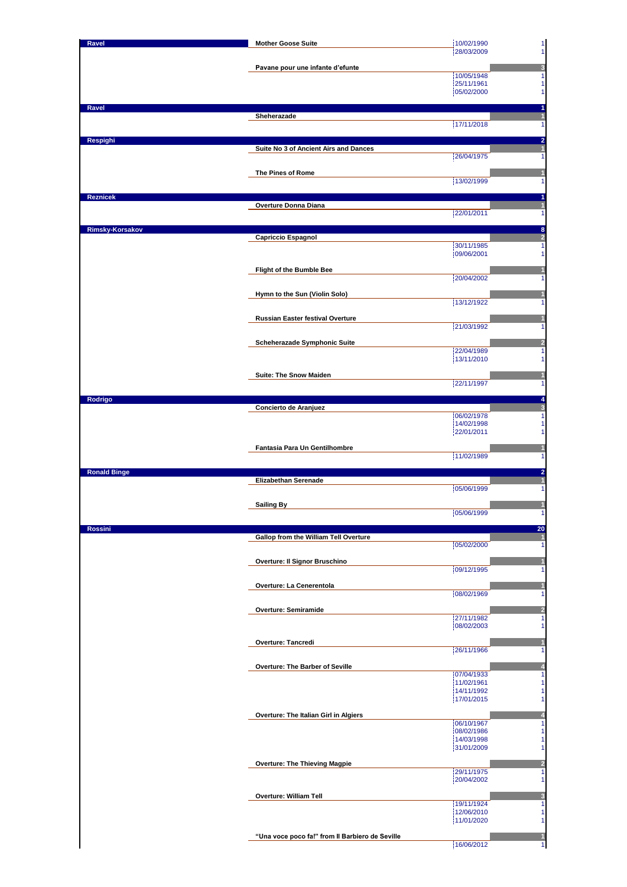| Composer | Work | Date | Count |
|---|---|---|---|
| **Ravel** | **Mother Goose Suite** | 10/02/1990 | 1 |
| | | 28/03/2009 | 1 |
| | **Pavane pour une infante d'efunte** | | 3 |
| | | 10/05/1948 | 1 |
| | | 25/11/1961 | 1 |
| | | 05/02/2000 | 1 |
| **Ravel** | | | 1 |
| | **Sheherazade** | | 1 |
| | | 17/11/2018 | 1 |
| **Respighi** | | | 2 |
| | **Suite No 3 of Ancient Airs and Dances** | | 1 |
| | | 26/04/1975 | 1 |
| | **The Pines of Rome** | | 1 |
| | | 13/02/1999 | 1 |
| **Reznicek** | | | 1 |
| | **Overture Donna Diana** | | 1 |
| | | 22/01/2011 | 1 |
| **Rimsky-Korsakov** | | | 8 |
| | **Capriccio Espagnol** | | 2 |
| | | 30/11/1985 | 1 |
| | | 09/06/2001 | 1 |
| | **Flight of the Bumble Bee** | | 1 |
| | | 20/04/2002 | 1 |
| | **Hymn to the Sun (Violin Solo)** | | 1 |
| | | 13/12/1922 | 1 |
| | **Russian Easter festival Overture** | | 1 |
| | | 21/03/1992 | 1 |
| | **Scheherazade Symphonic Suite** | | 2 |
| | | 22/04/1989 | 1 |
| | | 13/11/2010 | 1 |
| | **Suite: The Snow Maiden** | | 1 |
| | | 22/11/1997 | 1 |
| **Rodrigo** | | | 4 |
| | **Concierto de Aranjuez** | | 3 |
| | | 06/02/1978 | 1 |
| | | 14/02/1998 | 1 |
| | | 22/01/2011 | 1 |
| | **Fantasia Para Un Gentilhombre** | | 1 |
| | | 11/02/1989 | 1 |
| **Ronald Binge** | | | 2 |
| | **Elizabethan Serenade** | | 1 |
| | | 05/06/1999 | 1 |
| | **Sailing By** | | 1 |
| | | 05/06/1999 | 1 |
| **Rossini** | | | 20 |
| | **Gallop from the William Tell Overture** | | 1 |
| | | 05/02/2000 | 1 |
| | **Overture: Il Signor Bruschino** | | 1 |
| | | 09/12/1995 | 1 |
| | **Overture: La Cenerentola** | | 1 |
| | | 08/02/1969 | 1 |
| | **Overture: Semiramide** | | 2 |
| | | 27/11/1982 | 1 |
| | | 08/02/2003 | 1 |
| | **Overture: Tancredi** | | 1 |
| | | 26/11/1966 | 1 |
| | **Overture: The Barber of Seville** | | 4 |
| | | 07/04/1933 | 1 |
| | | 11/02/1961 | 1 |
| | | 14/11/1992 | 1 |
| | | 17/01/2015 | 1 |
| | **Overture: The Italian Girl in Algiers** | | 4 |
| | | 06/10/1967 | 1 |
| | | 08/02/1986 | 1 |
| | | 14/03/1998 | 1 |
| | | 31/01/2009 | 1 |
| | **Overture: The Thieving Magpie** | | 2 |
| | | 29/11/1975 | 1 |
| | | 20/04/2002 | 1 |
| | **Overture: William Tell** | | 3 |
| | | 19/11/1924 | 1 |
| | | 12/06/2010 | 1 |
| | | 11/01/2020 | 1 |
| | **"Una voce poco fa!" from Il Barbiero de Seville** | | 1 |
| | | 16/06/2012 | 1 |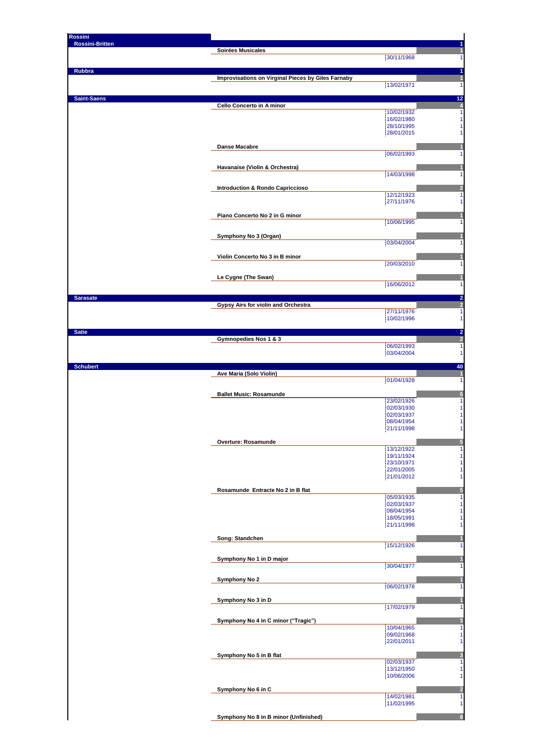| Composer | Work | Date | Count |
|---|---|---|---|
| **Rossini** | | | |
| **Rossini-Britten** | | | 1 |
| | **Soirées Musicales** | | 1 |
| | | 30/11/1968 | 1 |
| **Rubbra** | | | 1 |
| | **Improvisations on Virginal Pieces by Giles Farnaby** | | 1 |
| | | 13/02/1971 | 1 |
| **Saint-Saens** | | | 12 |
| | **Cello Concerto in A minor** | | 4 |
| | | 10/02/1932 | 1 |
| | | 16/02/1980 | 1 |
| | | 28/10/1995 | 1 |
| | | 28/01/2015 | 1 |
| | **Danse Macabre** | | 1 |
| | | 06/02/1993 | 1 |
| | **Havanaise (Violin & Orchestra)** | | 1 |
| | | 14/03/1998 | 1 |
| | **Introduction & Rondo Capriccioso** | | 2 |
| | | 12/12/1923 | 1 |
| | | 27/11/1976 | 1 |
| | **Piano Concerto No 2 in G minor** | | 1 |
| | | 10/06/1995 | 1 |
| | **Symphony No 3 (Organ)** | | 1 |
| | | 03/04/2004 | 1 |
| | **Violin Concerto No 3 in B minor** | | 1 |
| | | 20/03/2010 | 1 |
| | **Le Cygne (The Swan)** | | 1 |
| | | 16/06/2012 | 1 |
| **Sarasate** | | | 2 |
| | **Gypsy Airs for violin and Orchestra** | | 2 |
| | | 27/11/1976 | 1 |
| | | 10/02/1996 | 1 |
| **Satie** | | | 2 |
| | **Gymnopedies Nos 1 & 3** | | 2 |
| | | 06/02/1993 | 1 |
| | | 03/04/2004 | 1 |
| **Schubert** | | | 40 |
| | **Ave Maria (Solo Violin)** | | 1 |
| | | 01/04/1928 | 1 |
| | **Ballet Music: Rosamunde** | | 5 |
| | | 23/02/1926 | 1 |
| | | 02/03/1930 | 1 |
| | | 02/03/1937 | 1 |
| | | 08/04/1954 | 1 |
| | | 21/11/1998 | 1 |
| | **Overture: Rosamunde** | | 5 |
| | | 13/12/1922 | 1 |
| | | 19/11/1924 | 1 |
| | | 23/10/1971 | 1 |
| | | 22/01/2005 | 1 |
| | | 21/01/2012 | 1 |
| | **Rosamunde Entracte No 2 in B flat** | | 5 |
| | | 05/03/1935 | 1 |
| | | 02/03/1937 | 1 |
| | | 08/04/1954 | 1 |
| | | 18/05/1991 | 1 |
| | | 21/11/1998 | 1 |
| | **Song: Standchen** | | 1 |
| | | 15/12/1926 | 1 |
| | **Symphony No 1 in D major** | | 1 |
| | | 30/04/1977 | 1 |
| | **Symphony No 2** | | 1 |
| | | 06/02/1978 | 1 |
| | **Symphony No 3 in D** | | 1 |
| | | 17/02/1979 | 1 |
| | **Symphony No 4 in C minor ("Tragic")** | | 3 |
| | | 10/04/1965 | 1 |
| | | 09/02/1968 | 1 |
| | | 22/01/2011 | 1 |
| | **Symphony No 5 in B flat** | | 3 |
| | | 02/03/1937 | 1 |
| | | 13/12/1950 | 1 |
| | | 10/06/2006 | 1 |
| | **Symphony No 6 in C** | | 2 |
| | | 14/02/1981 | 1 |
| | | 11/02/1995 | 1 |
| | **Symphony No 8 in B minor (Unfinished)** | | 8 |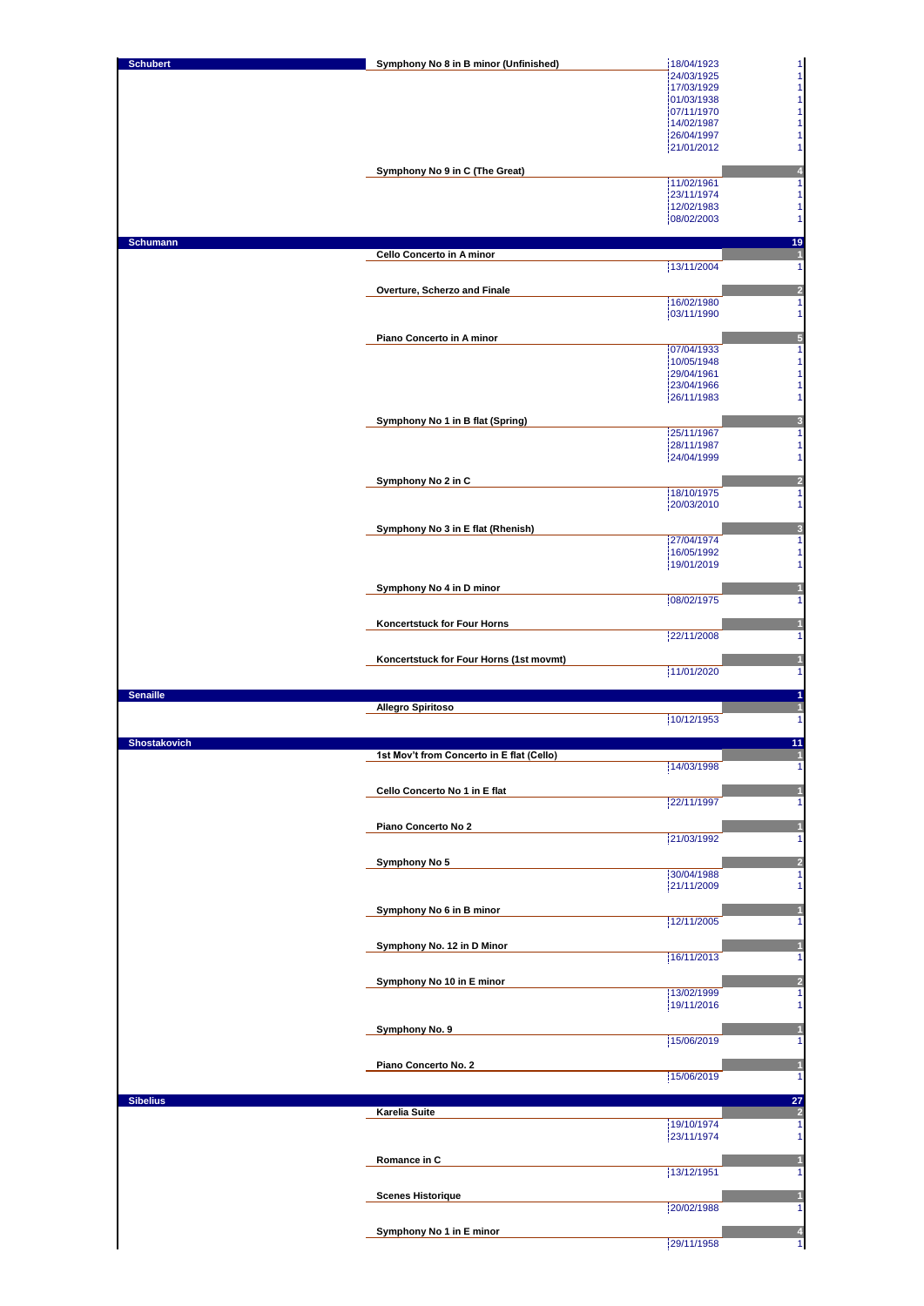| Composer | Work | Date | Count |
|---|---|---|---|
| Schubert | Symphony No 8 in B minor (Unfinished) | 18/04/1923 | 1 |
| | | 24/03/1925 | 1 |
| | | 17/03/1929 | 1 |
| | | 01/03/1938 | 1 |
| | | 07/11/1970 | 1 |
| | | 14/02/1987 | 1 |
| | | 26/04/1997 | 1 |
| | | 21/01/2012 | 1 |
| | Symphony No 9 in C (The Great) | | 4 |
| | | 11/02/1961 | 1 |
| | | 23/11/1974 | 1 |
| | | 12/02/1983 | 1 |
| | | 08/02/2003 | 1 |
| Schumann | | | 19 |
| | Cello Concerto in A minor | | 1 |
| | | 13/11/2004 | 1 |
| | Overture, Scherzo and Finale | | 2 |
| | | 16/02/1980 | 1 |
| | | 03/11/1990 | 1 |
| | Piano Concerto in A minor | | 5 |
| | | 07/04/1933 | 1 |
| | | 10/05/1948 | 1 |
| | | 29/04/1961 | 1 |
| | | 23/04/1966 | 1 |
| | | 26/11/1983 | 1 |
| | Symphony No 1 in B flat (Spring) | | 3 |
| | | 25/11/1967 | 1 |
| | | 28/11/1987 | 1 |
| | | 24/04/1999 | 1 |
| | Symphony No 2 in C | | 2 |
| | | 18/10/1975 | 1 |
| | | 20/03/2010 | 1 |
| | Symphony No 3 in E flat (Rhenish) | | 3 |
| | | 27/04/1974 | 1 |
| | | 16/05/1992 | 1 |
| | | 19/01/2019 | 1 |
| | Symphony No 4 in D minor | | 1 |
| | | 08/02/1975 | 1 |
| | Koncertstuck for Four Horns | | 1 |
| | | 22/11/2008 | 1 |
| | Koncertstuck for Four Horns (1st movmt) | | 1 |
| | | 11/01/2020 | 1 |
| Senaille | | | 1 |
| | Allegro Spiritoso | | 1 |
| | | 10/12/1953 | 1 |
| Shostakovich | | | 11 |
| | 1st Mov't from Concerto in E flat (Cello) | | 1 |
| | | 14/03/1998 | 1 |
| | Cello Concerto No 1 in E flat | | 1 |
| | | 22/11/1997 | 1 |
| | Piano Concerto No 2 | | 1 |
| | | 21/03/1992 | 1 |
| | Symphony No 5 | | 2 |
| | | 30/04/1988 | 1 |
| | | 21/11/2009 | 1 |
| | Symphony No 6 in B minor | | 1 |
| | | 12/11/2005 | 1 |
| | Symphony No. 12 in D Minor | | 1 |
| | | 16/11/2013 | 1 |
| | Symphony No 10 in E minor | | 2 |
| | | 13/02/1999 | 1 |
| | | 19/11/2016 | 1 |
| | Symphony No. 9 | | 1 |
| | | 15/06/2019 | 1 |
| | Piano Concerto No. 2 | | 1 |
| | | 15/06/2019 | 1 |
| Sibelius | | | 27 |
| | Karelia Suite | | 2 |
| | | 19/10/1974 | 1 |
| | | 23/11/1974 | 1 |
| | Romance in C | | 1 |
| | | 13/12/1951 | 1 |
| | Scenes Historique | | 1 |
| | | 20/02/1988 | 1 |
| | Symphony No 1 in E minor | | 4 |
| | | 29/11/1958 | 1 |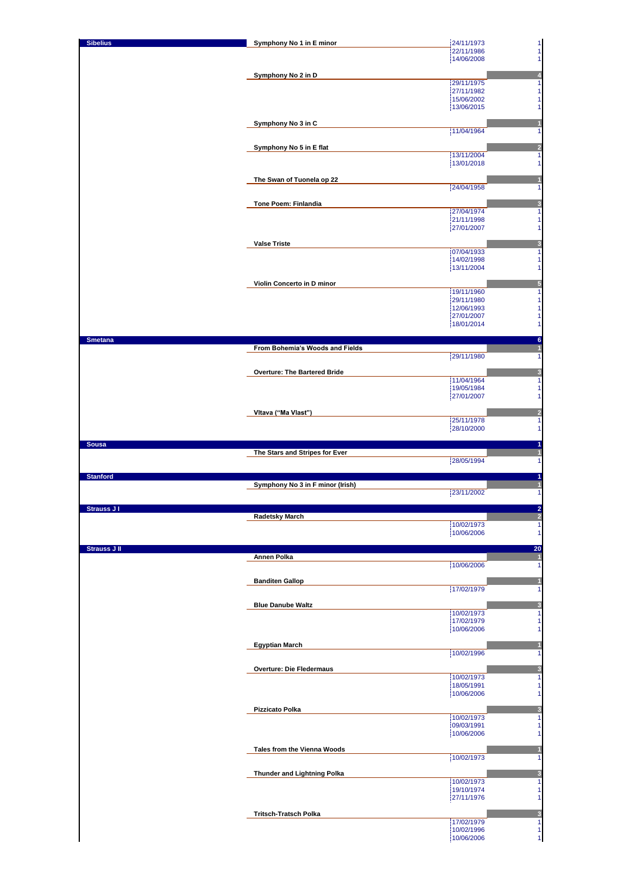| Composer | Work | Date | Count |
|---|---|---|---|
| **Sibelius** | **Symphony No 1 in E minor** | 24/11/1973 | 1 |
| | | 22/11/1986 | 1 |
| | | 14/06/2008 | 1 |
| | **Symphony No 2 in D** | | 4 |
| | | 29/11/1975 | 1 |
| | | 27/11/1982 | 1 |
| | | 15/06/2002 | 1 |
| | | 13/06/2015 | 1 |
| | **Symphony No 3 in C** | | 1 |
| | | 11/04/1964 | 1 |
| | **Symphony No 5 in E flat** | | 2 |
| | | 13/11/2004 | 1 |
| | | 13/01/2018 | 1 |
| | **The Swan of Tuonela op 22** | | 1 |
| | | 24/04/1958 | 1 |
| | **Tone Poem: Finlandia** | | 3 |
| | | 27/04/1974 | 1 |
| | | 21/11/1998 | 1 |
| | | 27/01/2007 | 1 |
| | **Valse Triste** | | 3 |
| | | 07/04/1933 | 1 |
| | | 14/02/1998 | 1 |
| | | 13/11/2004 | 1 |
| | **Violin Concerto in D minor** | | 5 |
| | | 19/11/1960 | 1 |
| | | 29/11/1980 | 1 |
| | | 12/06/1993 | 1 |
| | | 27/01/2007 | 1 |
| | | 18/01/2014 | 1 |
| **Smetana** | | | 6 |
| | **From Bohemia's Woods and Fields** | | 1 |
| | | 29/11/1980 | 1 |
| | **Overture: The Bartered Bride** | | 3 |
| | | 11/04/1964 | 1 |
| | | 19/05/1984 | 1 |
| | | 27/01/2007 | 1 |
| | **Vltava ("Ma Vlast")** | | 2 |
| | | 25/11/1978 | 1 |
| | | 28/10/2000 | 1 |
| **Sousa** | | | 1 |
| | **The Stars and Stripes for Ever** | | 1 |
| | | 28/05/1994 | 1 |
| **Stanford** | | | 1 |
| | **Symphony No 3 in F minor (Irish)** | | 1 |
| | | 23/11/2002 | 1 |
| **Strauss J I** | | | 2 |
| | **Radetsky March** | | 2 |
| | | 10/02/1973 | 1 |
| | | 10/06/2006 | 1 |
| **Strauss J II** | | | 20 |
| | **Annen Polka** | | 1 |
| | | 10/06/2006 | 1 |
| | **Banditen Gallop** | | 1 |
| | | 17/02/1979 | 1 |
| | **Blue Danube Waltz** | | 3 |
| | | 10/02/1973 | 1 |
| | | 17/02/1979 | 1 |
| | | 10/06/2006 | 1 |
| | **Egyptian March** | | 1 |
| | | 10/02/1996 | 1 |
| | **Overture: Die Fledermaus** | | 3 |
| | | 10/02/1973 | 1 |
| | | 18/05/1991 | 1 |
| | | 10/06/2006 | 1 |
| | **Pizzicato Polka** | | 3 |
| | | 10/02/1973 | 1 |
| | | 09/03/1991 | 1 |
| | | 10/06/2006 | 1 |
| | **Tales from the Vienna Woods** | | 1 |
| | | 10/02/1973 | 1 |
| | **Thunder and Lightning Polka** | | 3 |
| | | 10/02/1973 | 1 |
| | | 19/10/1974 | 1 |
| | | 27/11/1976 | 1 |
| | **Tritsch-Tratsch Polka** | | 3 |
| | | 17/02/1979 | 1 |
| | | 10/02/1996 | 1 |
| | | 10/06/2006 | 1 |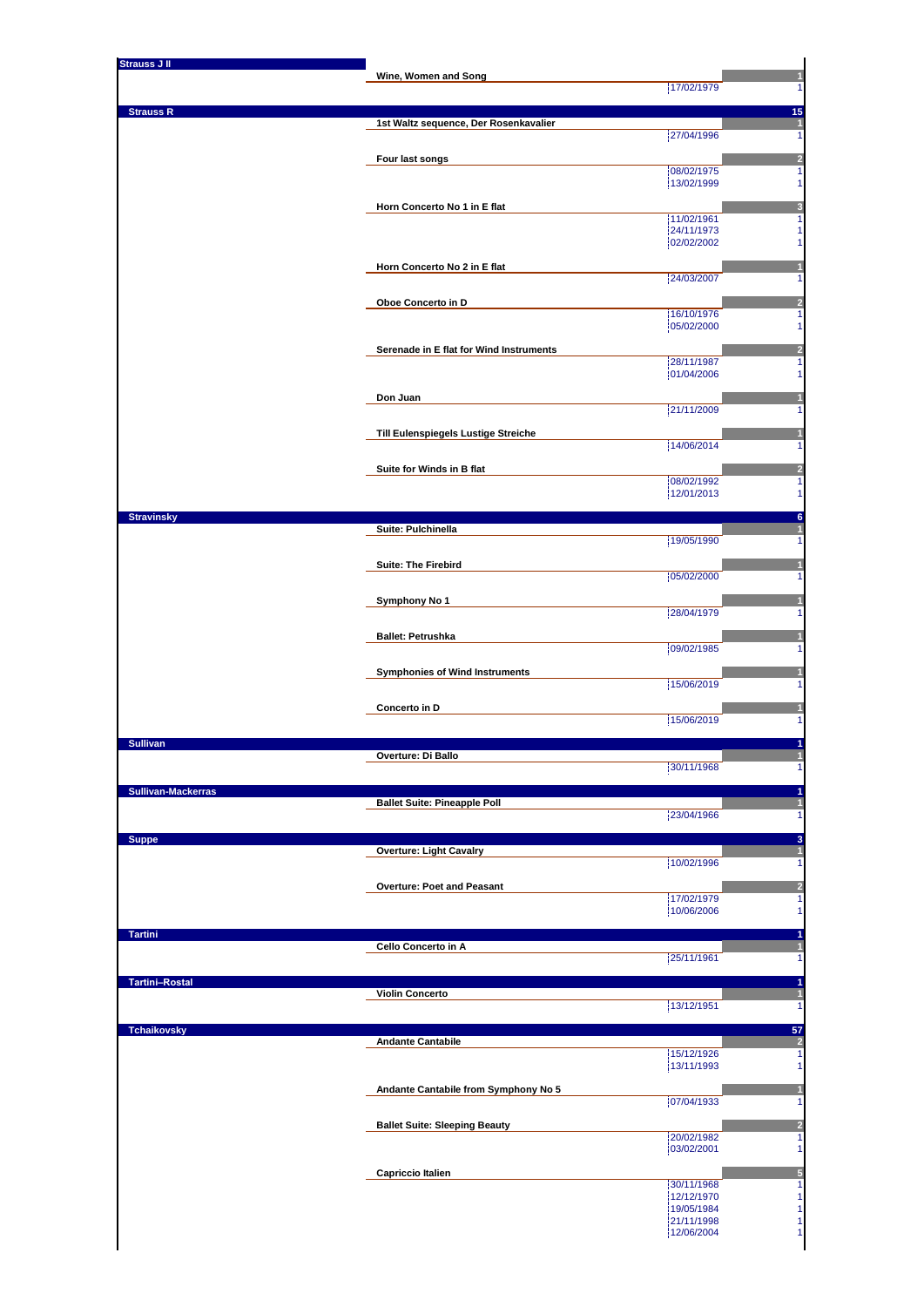| Composer | Work | Date | Count |
|---|---|---|---|
| **Strauss J II** | | | |
| | **Wine, Women and Song** | | 1 |
| | | 17/02/1979 | 1 |
| **Strauss R** | | | 15 |
| | **1st Waltz sequence, Der Rosenkavalier** | | 1 |
| | | 27/04/1996 | 1 |
| | **Four last songs** | | 2 |
| | | 08/02/1975 | 1 |
| | | 13/02/1999 | 1 |
| | **Horn Concerto No 1 in E flat** | | 3 |
| | | 11/02/1961 | 1 |
| | | 24/11/1973 | 1 |
| | | 02/02/2002 | 1 |
| | **Horn Concerto No 2 in E flat** | | 1 |
| | | 24/03/2007 | 1 |
| | **Oboe Concerto in D** | | 2 |
| | | 16/10/1976 | 1 |
| | | 05/02/2000 | 1 |
| | **Serenade in E flat for Wind Instruments** | | 2 |
| | | 28/11/1987 | 1 |
| | | 01/04/2006 | 1 |
| | **Don Juan** | | 1 |
| | | 21/11/2009 | 1 |
| | **Till Eulenspiegels Lustige Streiche** | | 1 |
| | | 14/06/2014 | 1 |
| | **Suite for Winds in B flat** | | 2 |
| | | 08/02/1992 | 1 |
| | | 12/01/2013 | 1 |
| **Stravinsky** | | | 6 |
| | **Suite: Pulchinella** | | 1 |
| | | 19/05/1990 | 1 |
| | **Suite: The Firebird** | | 1 |
| | | 05/02/2000 | 1 |
| | **Symphony No 1** | | 1 |
| | | 28/04/1979 | 1 |
| | **Ballet: Petrushka** | | 1 |
| | | 09/02/1985 | 1 |
| | **Symphonies of Wind Instruments** | | 1 |
| | | 15/06/2019 | 1 |
| | **Concerto in D** | | 1 |
| | | 15/06/2019 | 1 |
| **Sullivan** | | | 1 |
| | **Overture: Di Ballo** | | 1 |
| | | 30/11/1968 | 1 |
| **Sullivan-Mackerras** | | | 1 |
| | **Ballet Suite: Pineapple Poll** | | 1 |
| | | 23/04/1966 | 1 |
| **Suppe** | | | 3 |
| | **Overture: Light Cavalry** | | 1 |
| | | 10/02/1996 | 1 |
| | **Overture: Poet and Peasant** | | 2 |
| | | 17/02/1979 | 1 |
| | | 10/06/2006 | 1 |
| **Tartini** | | | 1 |
| | **Cello Concerto in A** | | 1 |
| | | 25/11/1961 | 1 |
| **Tartini–Rostal** | | | 1 |
| | **Violin Concerto** | | 1 |
| | | 13/12/1951 | 1 |
| **Tchaikovsky** | | | 57 |
| | **Andante Cantabile** | | 2 |
| | | 15/12/1926 | 1 |
| | | 13/11/1993 | 1 |
| | **Andante Cantabile from Symphony No 5** | | 1 |
| | | 07/04/1933 | 1 |
| | **Ballet Suite: Sleeping Beauty** | | 2 |
| | | 20/02/1982 | 1 |
| | | 03/02/2001 | 1 |
| | **Capriccio Italien** | | 5 |
| | | 30/11/1968 | 1 |
| | | 12/12/1970 | 1 |
| | | 19/05/1984 | 1 |
| | | 21/11/1998 | 1 |
| | | 12/06/2004 | 1 |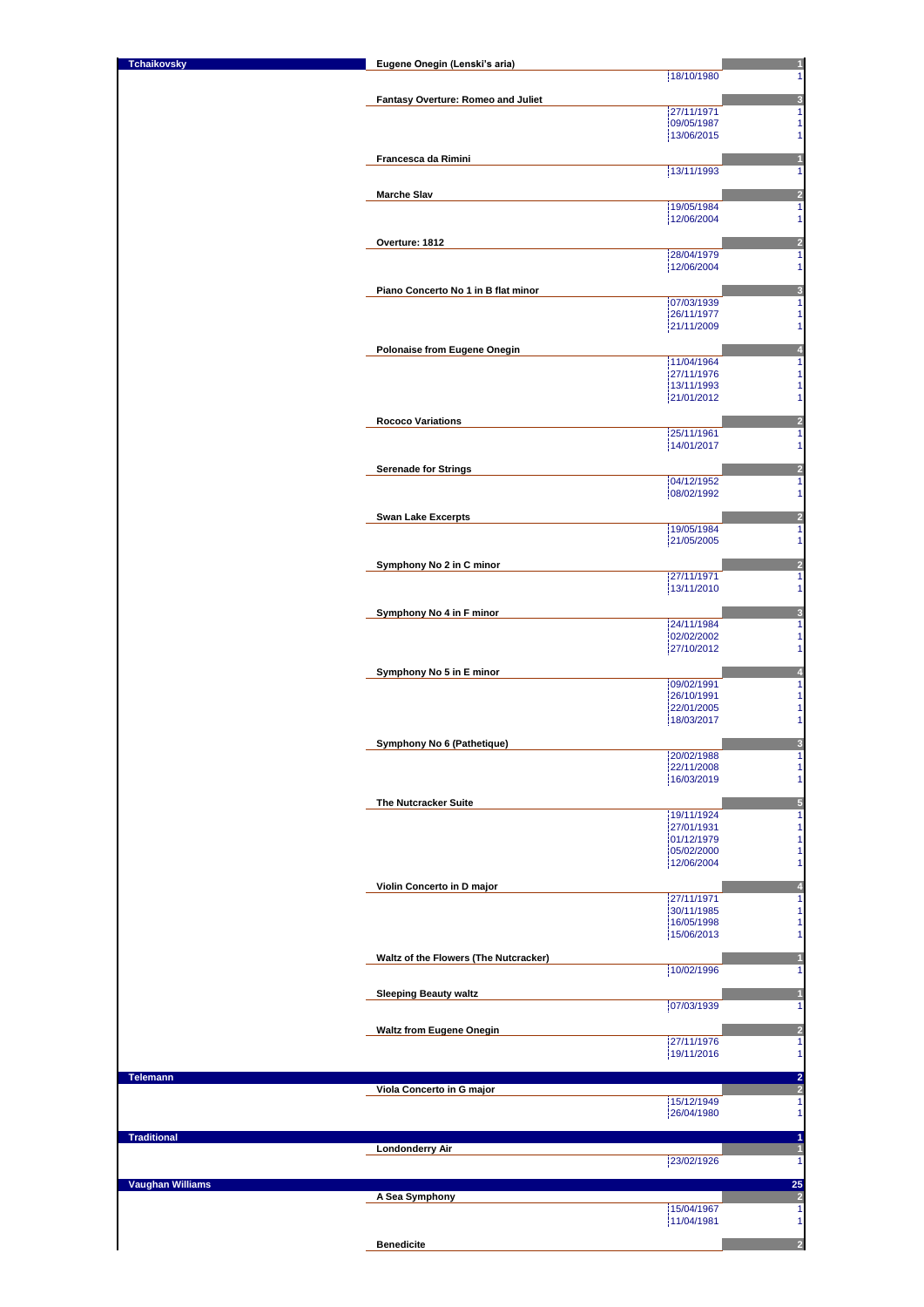| Composer | Work | Date | Count |
|---|---|---|---|
| **Tchaikovsky** | **Eugene Onegin (Lenski's aria)** | | 1 |
| | | 18/10/1980 | 1 |
| | **Fantasy Overture: Romeo and Juliet** | | 3 |
| | | 27/11/1971 | 1 |
| | | 09/05/1987 | 1 |
| | | 13/06/2015 | 1 |
| | **Francesca da Rimini** | | 1 |
| | | 13/11/1993 | 1 |
| | **Marche Slav** | | 2 |
| | | 19/05/1984 | 1 |
| | | 12/06/2004 | 1 |
| | **Overture: 1812** | | 2 |
| | | 28/04/1979 | 1 |
| | | 12/06/2004 | 1 |
| | **Piano Concerto No 1 in B flat minor** | | 3 |
| | | 07/03/1939 | 1 |
| | | 26/11/1977 | 1 |
| | | 21/11/2009 | 1 |
| | **Polonaise from Eugene Onegin** | | 4 |
| | | 11/04/1964 | 1 |
| | | 27/11/1976 | 1 |
| | | 13/11/1993 | 1 |
| | | 21/01/2012 | 1 |
| | **Rococo Variations** | | 2 |
| | | 25/11/1961 | 1 |
| | | 14/01/2017 | 1 |
| | **Serenade for Strings** | | 2 |
| | | 04/12/1952 | 1 |
| | | 08/02/1992 | 1 |
| | **Swan Lake Excerpts** | | 2 |
| | | 19/05/1984 | 1 |
| | | 21/05/2005 | 1 |
| | **Symphony No 2 in C minor** | | 2 |
| | | 27/11/1971 | 1 |
| | | 13/11/2010 | 1 |
| | **Symphony No 4 in F minor** | | 3 |
| | | 24/11/1984 | 1 |
| | | 02/02/2002 | 1 |
| | | 27/10/2012 | 1 |
| | **Symphony No 5 in E minor** | | 4 |
| | | 09/02/1991 | 1 |
| | | 26/10/1991 | 1 |
| | | 22/01/2005 | 1 |
| | | 18/03/2017 | 1 |
| | **Symphony No 6 (Pathetique)** | | 3 |
| | | 20/02/1988 | 1 |
| | | 22/11/2008 | 1 |
| | | 16/03/2019 | 1 |
| | **The Nutcracker Suite** | | 5 |
| | | 19/11/1924 | 1 |
| | | 27/01/1931 | 1 |
| | | 01/12/1979 | 1 |
| | | 05/02/2000 | 1 |
| | | 12/06/2004 | 1 |
| | **Violin Concerto in D major** | | 4 |
| | | 27/11/1971 | 1 |
| | | 30/11/1985 | 1 |
| | | 16/05/1998 | 1 |
| | | 15/06/2013 | 1 |
| | **Waltz of the Flowers (The Nutcracker)** | | 1 |
| | | 10/02/1996 | 1 |
| | **Sleeping Beauty waltz** | | 1 |
| | | 07/03/1939 | 1 |
| | **Waltz from Eugene Onegin** | | 2 |
| | | 27/11/1976 | 1 |
| | | 19/11/2016 | 1 |
| **Telemann** | | | 2 |
| | **Viola Concerto in G major** | | 2 |
| | | 15/12/1949 | 1 |
| | | 26/04/1980 | 1 |
| **Traditional** | | | 1 |
| | **Londonderry Air** | | 1 |
| | | 23/02/1926 | 1 |
| **Vaughan Williams** | | | 25 |
| | **A Sea Symphony** | | 2 |
| | | 15/04/1967 | 1 |
| | | 11/04/1981 | 1 |
| | **Benedicite** | | 2 |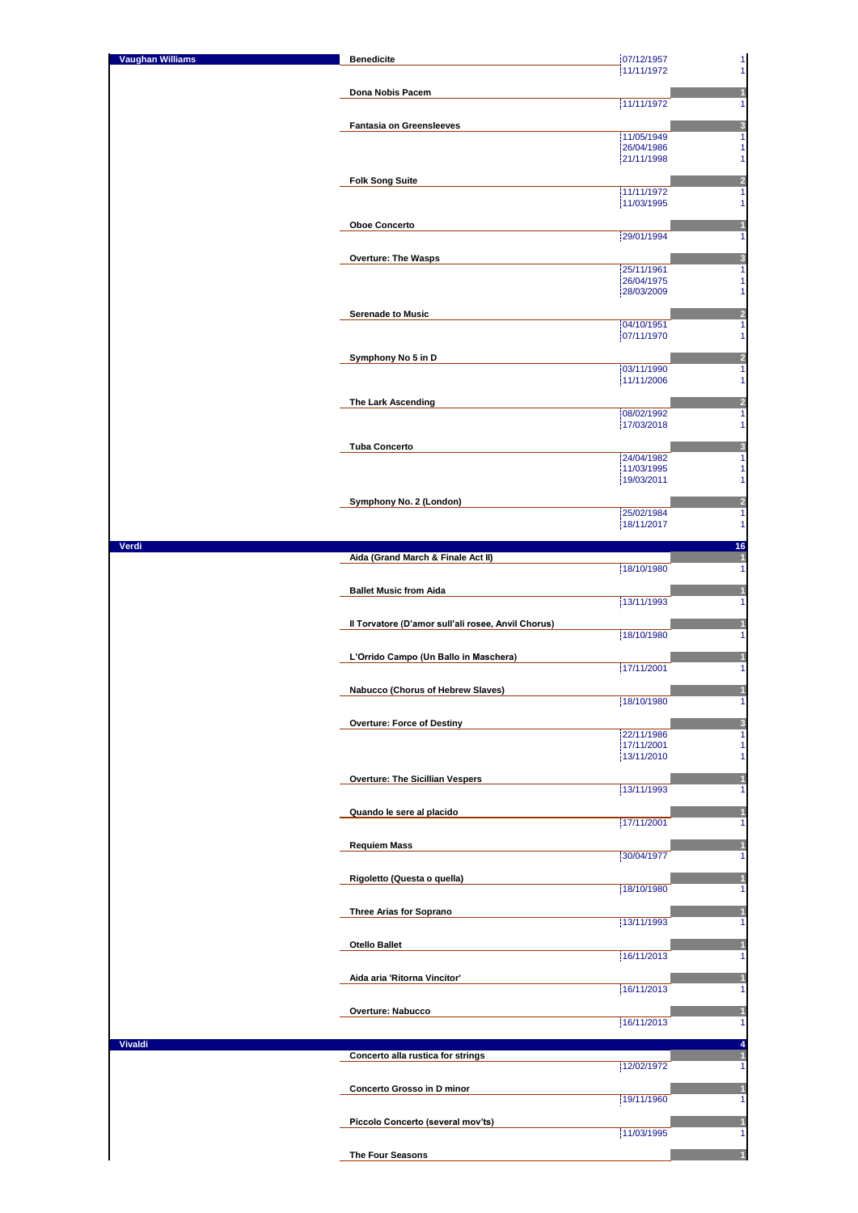| Composer | Work | Date | Count |
|---|---|---|---|
| **Vaughan Williams** | **Benedicite** | 07/12/1957 | 1 |
| | | 11/11/1972 | 1 |
| | **Dona Nobis Pacem** | | 1 |
| | | 11/11/1972 | 1 |
| | **Fantasia on Greensleeves** | | 3 |
| | | 11/05/1949 | 1 |
| | | 26/04/1986 | 1 |
| | | 21/11/1998 | 1 |
| | **Folk Song Suite** | | 2 |
| | | 11/11/1972 | 1 |
| | | 11/03/1995 | 1 |
| | **Oboe Concerto** | | 1 |
| | | 29/01/1994 | 1 |
| | **Overture: The Wasps** | | 3 |
| | | 25/11/1961 | 1 |
| | | 26/04/1975 | 1 |
| | | 28/03/2009 | 1 |
| | **Serenade to Music** | | 2 |
| | | 04/10/1951 | 1 |
| | | 07/11/1970 | 1 |
| | **Symphony No 5 in D** | | 2 |
| | | 03/11/1990 | 1 |
| | | 11/11/2006 | 1 |
| | **The Lark Ascending** | | 2 |
| | | 08/02/1992 | 1 |
| | | 17/03/2018 | 1 |
| | **Tuba Concerto** | | 3 |
| | | 24/04/1982 | 1 |
| | | 11/03/1995 | 1 |
| | | 19/03/2011 | 1 |
| | **Symphony No. 2 (London)** | | 2 |
| | | 25/02/1984 | 1 |
| | | 18/11/2017 | 1 |
| **Verdi** | | | 16 |
| | **Aida (Grand March & Finale Act II)** | | 1 |
| | | 18/10/1980 | 1 |
| | **Ballet Music from Aida** | | 1 |
| | | 13/11/1993 | 1 |
| | **Il Torvatore (D'amor sull'ali rosee, Anvil Chorus)** | | 1 |
| | | 18/10/1980 | 1 |
| | **L'Orrido Campo (Un Ballo in Maschera)** | | 1 |
| | | 17/11/2001 | 1 |
| | **Nabucco (Chorus of Hebrew Slaves)** | | 1 |
| | | 18/10/1980 | 1 |
| | **Overture: Force of Destiny** | | 3 |
| | | 22/11/1986 | 1 |
| | | 17/11/2001 | 1 |
| | | 13/11/2010 | 1 |
| | **Overture: The Sicillian Vespers** | | 1 |
| | | 13/11/1993 | 1 |
| | **Quando le sere al placido** | | 1 |
| | | 17/11/2001 | 1 |
| | **Requiem Mass** | | 1 |
| | | 30/04/1977 | 1 |
| | **Rigoletto (Questa o quella)** | | 1 |
| | | 18/10/1980 | 1 |
| | **Three Arias for Soprano** | | 1 |
| | | 13/11/1993 | 1 |
| | **Otello Ballet** | | 1 |
| | | 16/11/2013 | 1 |
| | **Aida aria 'Ritorna Vincitor'** | | 1 |
| | | 16/11/2013 | 1 |
| | **Overture: Nabucco** | | 1 |
| | | 16/11/2013 | 1 |
| **Vivaldi** | | | 4 |
| | **Concerto alla rustica for strings** | | 1 |
| | | 12/02/1972 | 1 |
| | **Concerto Grosso in D minor** | | 1 |
| | | 19/11/1960 | 1 |
| | **Piccolo Concerto (several mov'ts)** | | 1 |
| | | 11/03/1995 | 1 |
| | **The Four Seasons** | | 1 |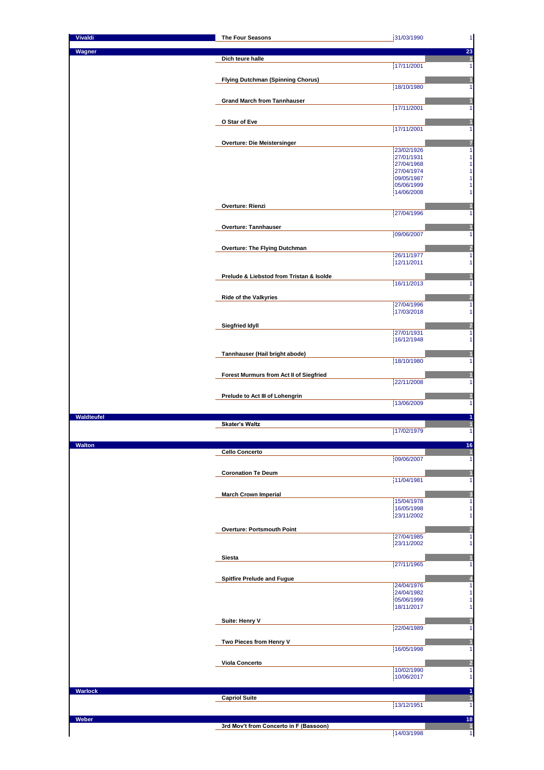| Composer | Work | Date | Count |
|---|---|---|---|
| Vivaldi | The Four Seasons | 31/03/1990 | 1 |
| Wagner | | | 23 |
| | Dich teure halle | | 1 |
| | | 17/11/2001 | 1 |
| | Flying Dutchman (Spinning Chorus) | | 1 |
| | | 18/10/1980 | 1 |
| | Grand March from Tannhauser | | 1 |
| | | 17/11/2001 | 1 |
| | O Star of Eve | | 1 |
| | | 17/11/2001 | 1 |
| | Overture: Die Meistersinger | | 7 |
| | | 23/02/1926 | 1 |
| | | 27/01/1931 | 1 |
| | | 27/04/1968 | 1 |
| | | 27/04/1974 | 1 |
| | | 09/05/1987 | 1 |
| | | 05/06/1999 | 1 |
| | | 14/06/2008 | 1 |
| | Overture: Rienzi | | 1 |
| | | 27/04/1996 | 1 |
| | Overture: Tannhauser | | 1 |
| | | 09/06/2007 | 1 |
| | Overture: The Flying Dutchman | | 2 |
| | | 26/11/1977 | 1 |
| | | 12/11/2011 | 1 |
| | Prelude & Liebstod from Tristan & Isolde | | 1 |
| | | 16/11/2013 | 1 |
| | Ride of the Valkyries | | 2 |
| | | 27/04/1996 | 1 |
| | | 17/03/2018 | 1 |
| | Siegfried Idyll | | 2 |
| | | 27/01/1931 | 1 |
| | | 16/12/1948 | 1 |
| | Tannhauser (Hail bright abode) | | 1 |
| | | 18/10/1980 | 1 |
| | Forest Murmurs from Act II of Siegfried | | 1 |
| | | 22/11/2008 | 1 |
| | Prelude to Act III of Lohengrin | | 1 |
| | | 13/06/2009 | 1 |
| Waldteufel | | | 1 |
| | Skater's Waltz | | 1 |
| | | 17/02/1979 | 1 |
| Walton | | | 16 |
| | Cello Concerto | | 1 |
| | | 09/06/2007 | 1 |
| | Coronation Te Deum | | 1 |
| | | 11/04/1981 | 1 |
| | March Crown Imperial | | 3 |
| | | 15/04/1978 | 1 |
| | | 16/05/1998 | 1 |
| | | 23/11/2002 | 1 |
| | Overture: Portsmouth Point | | 2 |
| | | 27/04/1985 | 1 |
| | | 23/11/2002 | 1 |
| | Siesta | | 1 |
| | | 27/11/1965 | 1 |
| | Spitfire Prelude and Fugue | | 4 |
| | | 24/04/1976 | 1 |
| | | 24/04/1982 | 1 |
| | | 05/06/1999 | 1 |
| | | 18/11/2017 | 1 |
| | Suite: Henry V | | 1 |
| | | 22/04/1989 | 1 |
| | Two Pieces from Henry V | | 1 |
| | | 16/05/1998 | 1 |
| | Viola Concerto | | 2 |
| | | 10/02/1990 | 1 |
| | | 10/06/2017 | 1 |
| Warlock | | | 1 |
| | Capriol Suite | | 1 |
| | | 13/12/1951 | 1 |
| Weber | | | 18 |
| | 3rd Mov't from Concerto in F (Bassoon) | | 1 |
| | | 14/03/1998 | 1 |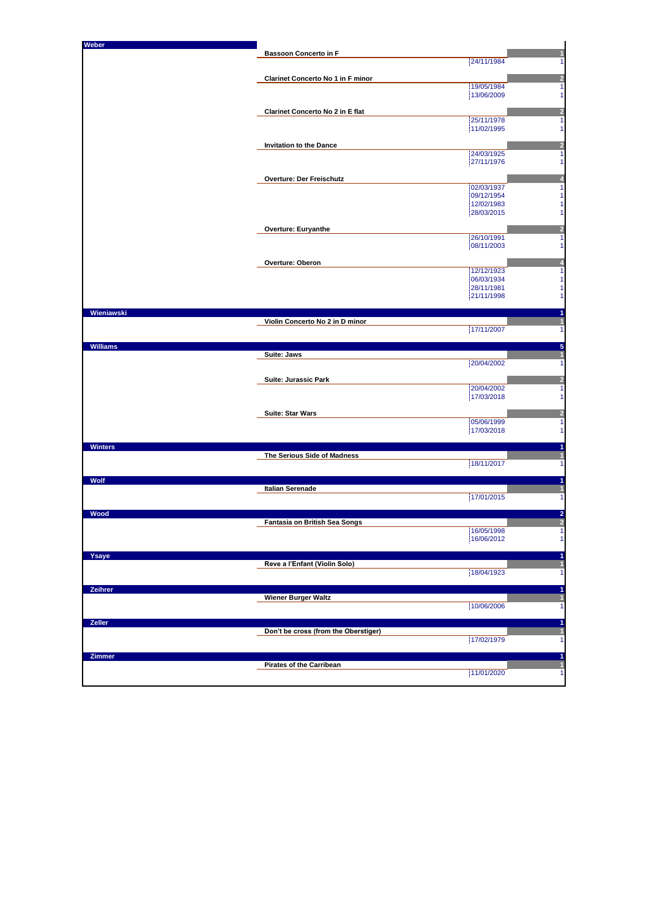| Composer | Work | Date | Count |
|---|---|---|---|
| **Weber** | | | |
| | **Bassoon Concerto in F** | | 1 |
| | | 24/11/1984 | 1 |
| | **Clarinet Concerto No 1 in F minor** | | 2 |
| | | 19/05/1984 | 1 |
| | | 13/06/2009 | 1 |
| | **Clarinet Concerto No 2 in E flat** | | 2 |
| | | 25/11/1978 | 1 |
| | | 11/02/1995 | 1 |
| | **Invitation to the Dance** | | 2 |
| | | 24/03/1925 | 1 |
| | | 27/11/1976 | 1 |
| | **Overture: Der Freischutz** | | 4 |
| | | 02/03/1937 | 1 |
| | | 09/12/1954 | 1 |
| | | 12/02/1983 | 1 |
| | | 28/03/2015 | 1 |
| | **Overture: Euryanthe** | | 2 |
| | | 26/10/1991 | 1 |
| | | 08/11/2003 | 1 |
| | **Overture: Oberon** | | 4 |
| | | 12/12/1923 | 1 |
| | | 06/03/1934 | 1 |
| | | 28/11/1981 | 1 |
| | | 21/11/1998 | 1 |
| **Wieniawski** | | | 1 |
| | **Violin Concerto No 2 in D minor** | | 1 |
| | | 17/11/2007 | 1 |
| **Williams** | | | 5 |
| | **Suite: Jaws** | | 1 |
| | | 20/04/2002 | 1 |
| | **Suite: Jurassic Park** | | 2 |
| | | 20/04/2002 | 1 |
| | | 17/03/2018 | 1 |
| | **Suite: Star Wars** | | 2 |
| | | 05/06/1999 | 1 |
| | | 17/03/2018 | 1 |
| **Winters** | | | 1 |
| | **The Serious Side of Madness** | | 1 |
| | | 18/11/2017 | 1 |
| **Wolf** | | | 1 |
| | **Italian Serenade** | | 1 |
| | | 17/01/2015 | 1 |
| **Wood** | | | 2 |
| | **Fantasia on British Sea Songs** | | 2 |
| | | 16/05/1998 | 1 |
| | | 16/06/2012 | 1 |
| **Ysaye** | | | 1 |
| | **Reve a l'Enfant (Violin Solo)** | | 1 |
| | | 18/04/1923 | 1 |
| **Zeihrer** | | | 1 |
| | **Wiener Burger Waltz** | | 1 |
| | | 10/06/2006 | 1 |
| **Zeller** | | | 1 |
| | **Don't be cross (from the Oberstiger)** | | 1 |
| | | 17/02/1979 | 1 |
| **Zimmer** | | | 1 |
| | **Pirates of the Carribean** | | 1 |
| | | 11/01/2020 | 1 |